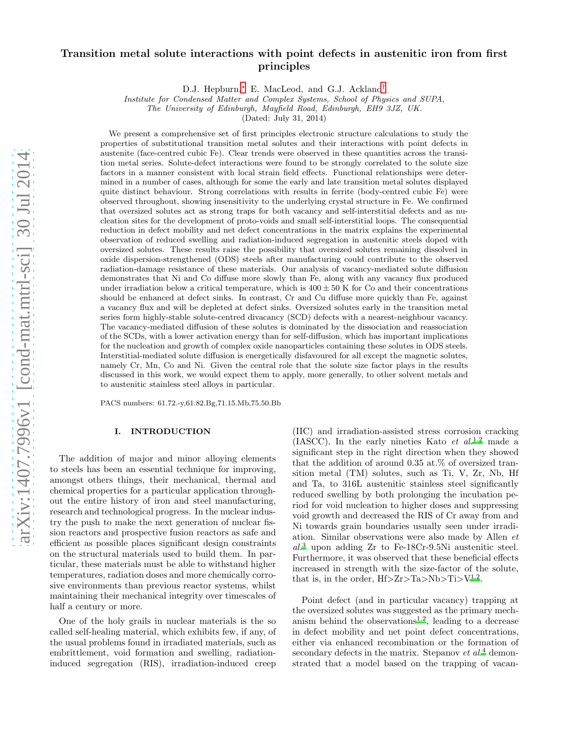# Transition metal solute interactions with point defects in austenitic iron from first principles

D.J. Hepburn,[*] E. MacLeod, and G.J. Ackland[†]

*Institute for Condensed Matter and Complex Systems, School of Physics and SUPA, The University of Edinburgh, Mayfield Road, Edinburgh, EH9 3JZ, UK.*

(Dated: July 31, 2014)

We present a comprehensive set of first principles electronic structure calculations to study the properties of substitutional transition metal solutes and their interactions with point defects in austenite (face-centred cubic Fe). Clear trends were observed in these quantities across the transition metal series. Solute-defect interactions were found to be strongly correlated to the solute size factors in a manner consistent with local strain field effects. Functional relationships were determined in a number of cases, although for some the early and late transition metal solutes displayed quite distinct behaviour. Strong correlations with results in ferrite (body-centred cubic Fe) were observed throughout, showing insensitivity to the underlying crystal structure in Fe. We confirmed that oversized solutes act as strong traps for both vacancy and self-interstitial defects and as nucleation sites for the development of proto-voids and small self-interstitial loops. The consequential reduction in defect mobility and net defect concentrations in the matrix explains the experimental observation of reduced swelling and radiation-induced segregation in austenitic steels doped with oversized solutes. These results raise the possibility that oversized solutes remaining dissolved in oxide dispersion-strengthened (ODS) steels after manufacturing could contribute to the observed radiation-damage resistance of these materials. Our analysis of vacancy-mediated solute diffusion demonstrates that Ni and Co diffuse more slowly than Fe, along with any vacancy flux produced under irradiation below a critical temperature, which is $400 \pm 50$ K for Co and their concentrations should be enhanced at defect sinks. In contrast, Cr and Cu diffuse more quickly than Fe, against a vacancy flux and will be depleted at defect sinks. Oversized solutes early in the transition metal series form highly-stable solute-centred divacancy (SCD) defects with a nearest-neighbour vacancy. The vacancy-mediated diffusion of these solutes is dominated by the dissociation and reassociation of the SCDs, with a lower activation energy than for self-diffusion, which has important implications for the nucleation and growth of complex oxide nanoparticles containing these solutes in ODS steels. Interstitial-mediated solute diffusion is energetically disfavoured for all except the magnetic solutes, namely Cr, Mn, Co and Ni. Given the central role that the solute size factor plays in the results discussed in this work, we would expect them to apply, more generally, to other solvent metals and to austenitic stainless steel alloys in particular.

PACS numbers: 61.72.-y,61.82.Bg,71.15.Mb,75.50.Bb

## I. INTRODUCTION

The addition of major and minor alloying elements to steels has been an essential technique for improving, amongst others things, their mechanical, thermal and chemical properties for a particular application throughout the entire history of iron and steel manufacturing, research and technological progress. In the nuclear industry the push to make the next generation of nuclear fission reactors and prospective fusion reactors as safe and efficient as possible places significant design constraints on the structural materials used to build them. In particular, these materials must be able to withstand higher temperatures, radiation doses and more chemically corrosive environments than previous reactor systems, whilst maintaining their mechanical integrity over timescales of half a century or more.

One of the holy grails in nuclear materials is the so called self-healing material, which exhibits few, if any, of the usual problems found in irradiated materials, such as embrittlement, void formation and swelling, radiation-induced segregation (RIS), irradiation-induced creep (IIC) and irradiation-assisted stress corrosion cracking (IASCC). In the early nineties Kato *et al.*[1,2] made a significant step in the right direction when they showed that the addition of around 0.35 at.% of oversized transition metal (TM) solutes, such as Ti, V, Zr, Nb, Hf and Ta, to 316L austenitic stainless steel significantly reduced swelling by both prolonging the incubation period for void nucleation to higher doses and suppressing void growth and decreased the RIS of Cr away from and Ni towards grain boundaries usually seen under irradiation. Similar observations were also made by Allen *et al.*[3] upon adding Zr to Fe-18Cr-9.5Ni austenitic steel. Furthermore, it was observed that these beneficial effects increased in strength with the size-factor of the solute, that is, in the order, Hf>Zr>Ta>Nb>Ti>V[1,2].

Point defect (and in particular vacancy) trapping at the oversized solutes was suggested as the primary mechanism behind the observations[1,2], leading to a decrease in defect mobility and net point defect concentrations, either via enhanced recombination or the formation of secondary defects in the matrix. Stepanov *et al.*[4] demonstrated that a model based on the trapping of vacan-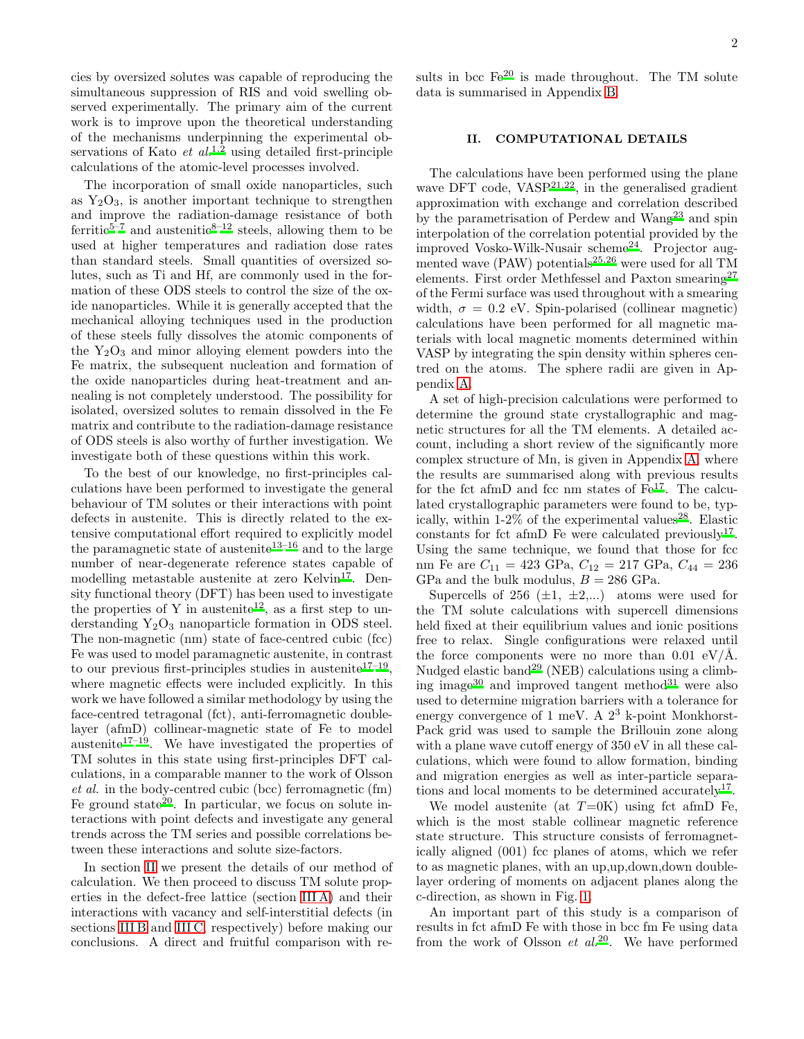cies by oversized solutes was capable of reproducing the simultaneous suppression of RIS and void swelling observed experimentally. The primary aim of the current work is to improve upon the theoretical understanding of the mechanisms underpinning the experimental observations of Kato *et al.*[1,2] using detailed first-principle calculations of the atomic-level processes involved.

The incorporation of small oxide nanoparticles, such as $Y_2O_3$, is another important technique to strengthen and improve the radiation-damage resistance of both ferritic[5–7] and austenitic[8–12] steels, allowing them to be used at higher temperatures and radiation dose rates than standard steels. Small quantities of oversized solutes, such as Ti and Hf, are commonly used in the formation of these ODS steels to control the size of the oxide nanoparticles. While it is generally accepted that the mechanical alloying techniques used in the production of these steels fully dissolves the atomic components of the $Y_2O_3$ and minor alloying element powders into the Fe matrix, the subsequent nucleation and formation of the oxide nanoparticles during heat-treatment and annealing is not completely understood. The possibility for isolated, oversized solutes to remain dissolved in the Fe matrix and contribute to the radiation-damage resistance of ODS steels is also worthy of further investigation. We investigate both of these questions within this work.

To the best of our knowledge, no first-principles calculations have been performed to investigate the general behaviour of TM solutes or their interactions with point defects in austenite. This is directly related to the extensive computational effort required to explicitly model the paramagnetic state of austenite[13–16] and to the large number of near-degenerate reference states capable of modelling metastable austenite at zero Kelvin[17]. Density functional theory (DFT) has been used to investigate the properties of Y in austenite[12], as a first step to understanding $Y_2O_3$ nanoparticle formation in ODS steel. The non-magnetic (nm) state of face-centred cubic (fcc) Fe was used to model paramagnetic austenite, in contrast to our previous first-principles studies in austenite[17–19], where magnetic effects were included explicitly. In this work we have followed a similar methodology by using the face-centred tetragonal (fct), anti-ferromagnetic double-layer (afmD) collinear-magnetic state of Fe to model austenite[17–19]. We have investigated the properties of TM solutes in this state using first-principles DFT calculations, in a comparable manner to the work of Olsson *et al.* in the body-centred cubic (bcc) ferromagnetic (fm) Fe ground state[20]. In particular, we focus on solute interactions with point defects and investigate any general trends across the TM series and possible correlations between these interactions and solute size-factors.

In section II we present the details of our method of calculation. We then proceed to discuss TM solute properties in the defect-free lattice (section III A) and their interactions with vacancy and self-interstitial defects (in sections III B and III C, respectively) before making our conclusions. A direct and fruitful comparison with results in bcc Fe[20] is made throughout. The TM solute data is summarised in Appendix B.

## II. COMPUTATIONAL DETAILS

The calculations have been performed using the plane wave DFT code, VASP[21,22], in the generalised gradient approximation with exchange and correlation described by the parametrisation of Perdew and Wang[23] and spin interpolation of the correlation potential provided by the improved Vosko-Wilk-Nusair scheme[24]. Projector augmented wave (PAW) potentials[25,26] were used for all TM elements. First order Methfessel and Paxton smearing[27] of the Fermi surface was used throughout with a smearing width, $\sigma = 0.2$ eV. Spin-polarised (collinear magnetic) calculations have been performed for all magnetic materials with local magnetic moments determined within VASP by integrating the spin density within spheres centred on the atoms. The sphere radii are given in Appendix A.

A set of high-precision calculations were performed to determine the ground state crystallographic and magnetic structures for all the TM elements. A detailed account, including a short review of the significantly more complex structure of Mn, is given in Appendix A, where the results are summarised along with previous results for the fct afmD and fcc nm states of Fe[17]. The calculated crystallographic parameters were found to be, typically, within 1-2% of the experimental values[28]. Elastic constants for fct afmD Fe were calculated previously[17]. Using the same technique, we found that those for fcc nm Fe are $C_{11} = 423$ GPa, $C_{12} = 217$ GPa, $C_{44} = 236$ GPa and the bulk modulus, $B = 286$ GPa.

Supercells of 256 ($\pm1$, $\pm2$,...) atoms were used for the TM solute calculations with supercell dimensions held fixed at their equilibrium values and ionic positions free to relax. Single configurations were relaxed until the force components were no more than 0.01 eV/Å. Nudged elastic band[29] (NEB) calculations using a climbing image[30] and improved tangent method[31] were also used to determine migration barriers with a tolerance for energy convergence of 1 meV. A $2^3$ k-point Monkhorst-Pack grid was used to sample the Brillouin zone along with a plane wave cutoff energy of 350 eV in all these calculations, which were found to allow formation, binding and migration energies as well as inter-particle separations and local moments to be determined accurately[17].

We model austenite (at $T$=0K) using fct afmD Fe, which is the most stable collinear magnetic reference state structure. This structure consists of ferromagnetically aligned (001) fcc planes of atoms, which we refer to as magnetic planes, with an up,up,down,down double-layer ordering of moments on adjacent planes along the c-direction, as shown in Fig. 1.

An important part of this study is a comparison of results in fct afmD Fe with those in bcc fm Fe using data from the work of Olsson *et al.*[20]. We have performed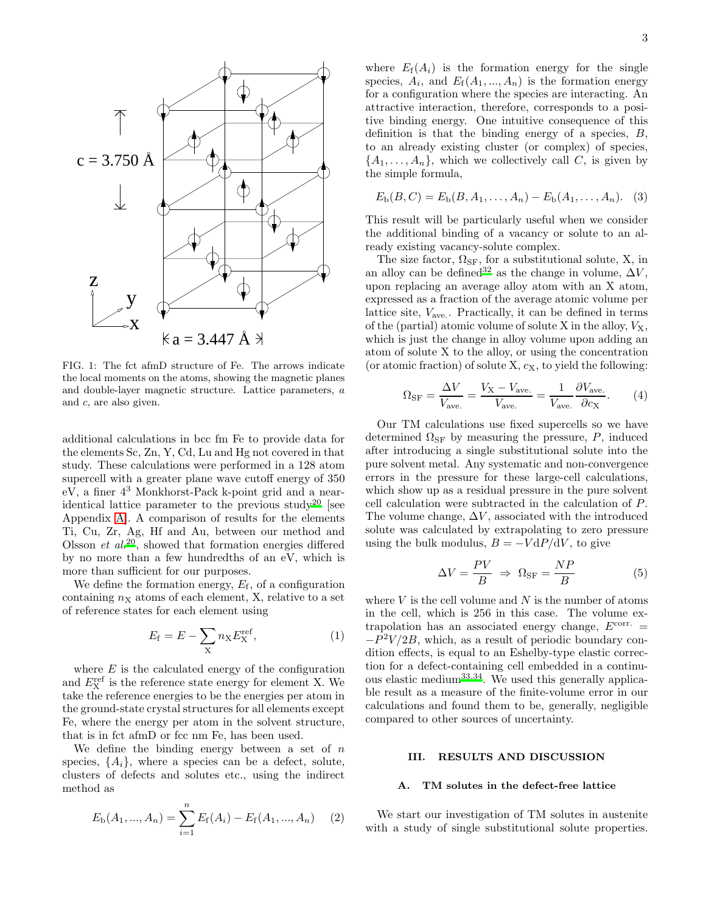FIG. 1: The fct afmD structure of Fe. The arrows indicate the local moments on the atoms, showing the magnetic planes and double-layer magnetic structure. Lattice parameters, $a$ and $c$, are also given.

additional calculations in bcc fm Fe to provide data for the elements Sc, Zn, Y, Cd, Lu and Hg not covered in that study. These calculations were performed in a 128 atom supercell with a greater plane wave cutoff energy of 350 eV, a finer $4^3$ Monkhorst-Pack k-point grid and a near-identical lattice parameter to the previous study[20] [see Appendix A]. A comparison of results for the elements Ti, Cu, Zr, Ag, Hf and Au, between our method and Olsson *et al.*[20], showed that formation energies differed by no more than a few hundredths of an eV, which is more than sufficient for our purposes.

We define the formation energy, $E_{\mathrm{f}}$, of a configuration containing $n_{\mathrm{X}}$ atoms of each element, X, relative to a set of reference states for each element using

$$E_{\mathrm{f}} = E - \sum_{\mathrm{X}} n_{\mathrm{X}} E_{\mathrm{X}}^{\mathrm{ref}}, \quad (1)$$

where $E$ is the calculated energy of the configuration and $E_{\mathrm{X}}^{\mathrm{ref}}$ is the reference state energy for element X. We take the reference energies to be the energies per atom in the ground-state crystal structures for all elements except Fe, where the energy per atom in the solvent structure, that is in fct afmD or fcc nm Fe, has been used.

We define the binding energy between a set of $n$ species, $\{A_i\}$, where a species can be a defect, solute, clusters of defects and solutes etc., using the indirect method as

$$E_{\mathrm{b}}(A_1, ..., A_n) = \sum_{i=1}^{n} E_{\mathrm{f}}(A_i) - E_{\mathrm{f}}(A_1, ..., A_n) \quad (2)$$

where $E_{\mathrm{f}}(A_i)$ is the formation energy for the single species, $A_i$, and $E_{\mathrm{f}}(A_1, ..., A_n)$ is the formation energy for a configuration where the species are interacting. An attractive interaction, therefore, corresponds to a positive binding energy. One intuitive consequence of this definition is that the binding energy of a species, $B$, to an already existing cluster (or complex) of species, $\{A_1, \ldots, A_n\}$, which we collectively call $C$, is given by the simple formula,

$$E_{\mathrm{b}}(B, C) = E_{\mathrm{b}}(B, A_1, \ldots, A_n) - E_{\mathrm{b}}(A_1, \ldots, A_n). \quad (3)$$

This result will be particularly useful when we consider the additional binding of a vacancy or solute to an already existing vacancy-solute complex.

The size factor, $\Omega_{\mathrm{SF}}$, for a substitutional solute, X, in an alloy can be defined[32] as the change in volume, $\Delta V$, upon replacing an average alloy atom with an X atom, expressed as a fraction of the average atomic volume per lattice site, $V_{\mathrm{ave.}}$. Practically, it can be defined in terms of the (partial) atomic volume of solute X in the alloy, $V_{\mathrm{X}}$, which is just the change in alloy volume upon adding an atom of solute X to the alloy, or using the concentration (or atomic fraction) of solute X, $c_{\mathrm{X}}$, to yield the following:

$$\Omega_{\mathrm{SF}} = \frac{\Delta V}{V_{\mathrm{ave.}}} = \frac{V_{\mathrm{X}} - V_{\mathrm{ave.}}}{V_{\mathrm{ave.}}} = \frac{1}{V_{\mathrm{ave.}}} \frac{\partial V_{\mathrm{ave.}}}{\partial c_{\mathrm{X}}}. \quad (4)$$

Our TM calculations use fixed supercells so we have determined $\Omega_{\mathrm{SF}}$ by measuring the pressure, $P$, induced after introducing a single substitutional solute into the pure solvent metal. Any systematic and non-convergence errors in the pressure for these large-cell calculations, which show up as a residual pressure in the pure solvent cell calculation were subtracted in the calculation of $P$. The volume change, $\Delta V$, associated with the introduced solute was calculated by extrapolating to zero pressure using the bulk modulus, $B = -V\mathrm{d}P/\mathrm{d}V$, to give

$$\Delta V = \frac{PV}{B} \;\Rightarrow\; \Omega_{\mathrm{SF}} = \frac{NP}{B} \quad (5)$$

where $V$ is the cell volume and $N$ is the number of atoms in the cell, which is 256 in this case. The volume extrapolation has an associated energy change, $E^{\mathrm{corr.}} = -P^2V/2B$, which, as a result of periodic boundary condition effects, is equal to an Eshelby-type elastic correction for a defect-containing cell embedded in a continuous elastic medium[33,34]. We used this generally applicable result as a measure of the finite-volume error in our calculations and found them to be, generally, negligible compared to other sources of uncertainty.

## III. RESULTS AND DISCUSSION

### A. TM solutes in the defect-free lattice

We start our investigation of TM solutes in austenite with a study of single substitutional solute properties.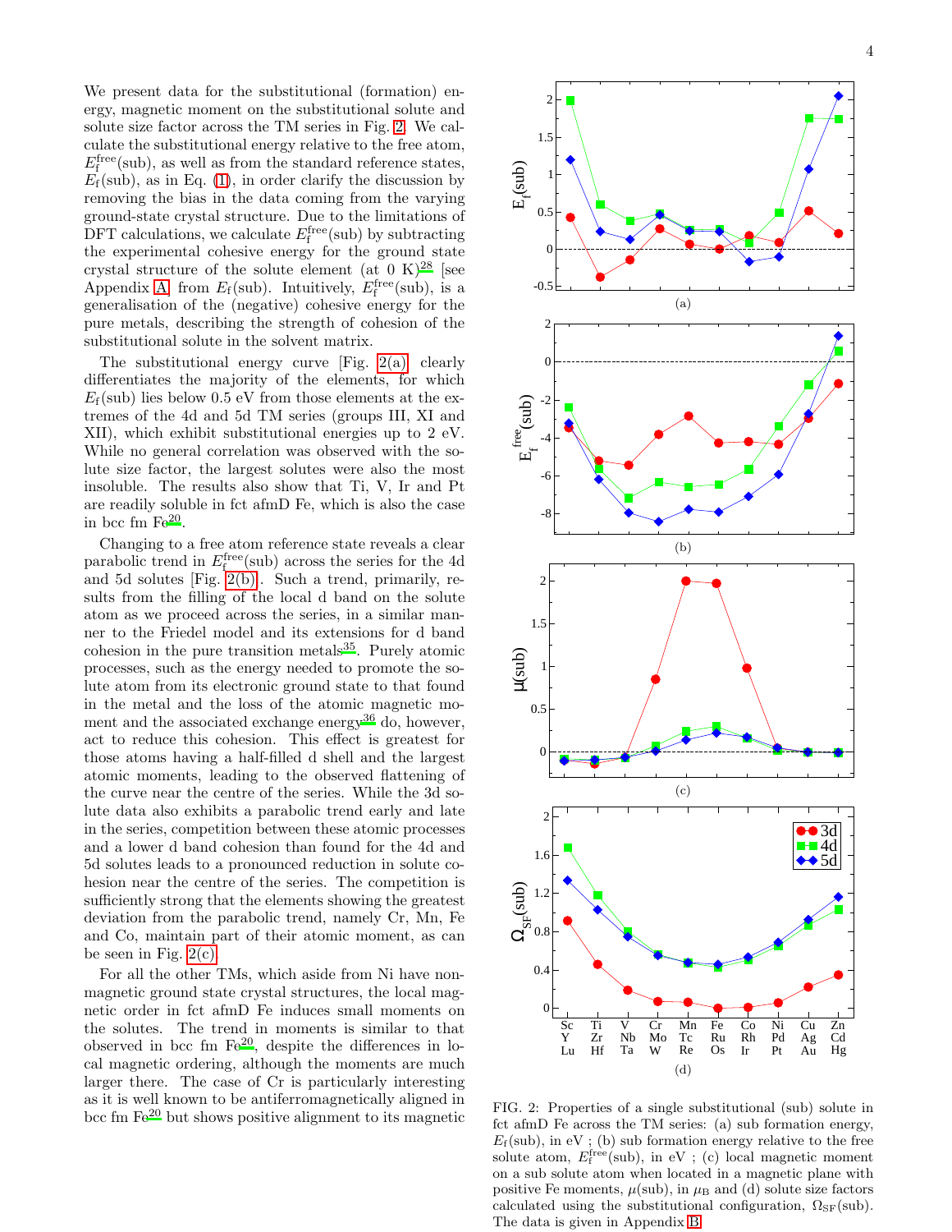We present data for the substitutional (formation) energy, magnetic moment on the substitutional solute and solute size factor across the TM series in Fig. 2. We calculate the substitutional energy relative to the free atom, $E_{\mathrm{f}}^{\mathrm{free}}(\mathrm{sub})$, as well as from the standard reference states, $E_{\mathrm{f}}(\mathrm{sub})$, as in Eq. (1), in order clarify the discussion by removing the bias in the data coming from the varying ground-state crystal structure. Due to the limitations of DFT calculations, we calculate $E_{\mathrm{f}}^{\mathrm{free}}(\mathrm{sub})$ by subtracting the experimental cohesive energy for the ground state crystal structure of the solute element (at 0 K)[28] [see Appendix A] from $E_{\mathrm{f}}(\mathrm{sub})$. Intuitively, $E_{\mathrm{f}}^{\mathrm{free}}(\mathrm{sub})$, is a generalisation of the (negative) cohesive energy for the pure metals, describing the strength of cohesion of the substitutional solute in the solvent matrix.

The substitutional energy curve [Fig. 2(a)] clearly differentiates the majority of the elements, for which $E_{\mathrm{f}}(\mathrm{sub})$ lies below 0.5 eV from those elements at the extremes of the 4d and 5d TM series (groups III, XI and XII), which exhibit substitutional energies up to 2 eV. While no general correlation was observed with the solute size factor, the largest solutes were also the most insoluble. The results also show that Ti, V, Ir and Pt are readily soluble in fct afmD Fe, which is also the case in bcc fm Fe[20].

Changing to a free atom reference state reveals a clear parabolic trend in $E_{\mathrm{f}}^{\mathrm{free}}(\mathrm{sub})$ across the series for the 4d and 5d solutes [Fig. 2(b)]. Such a trend, primarily, results from the filling of the local d band on the solute atom as we proceed across the series, in a similar manner to the Friedel model and its extensions for d band cohesion in the pure transition metals[35]. Purely atomic processes, such as the energy needed to promote the solute atom from its electronic ground state to that found in the metal and the loss of the atomic magnetic moment and the associated exchange energy[36] do, however, act to reduce this cohesion. This effect is greatest for those atoms having a half-filled d shell and the largest atomic moments, leading to the observed flattening of the curve near the centre of the series. While the 3d solute data also exhibits a parabolic trend early and late in the series, competition between these atomic processes and a lower d band cohesion than found for the 4d and 5d solutes leads to a pronounced reduction in solute cohesion near the centre of the series. The competition is sufficiently strong that the elements showing the greatest deviation from the parabolic trend, namely Cr, Mn, Fe and Co, maintain part of their atomic moment, as can be seen in Fig. 2(c).

For all the other TMs, which aside from Ni have nonmagnetic ground state crystal structures, the local magnetic order in fct afmD Fe induces small moments on the solutes. The trend in moments is similar to that observed in bcc fm Fe[20], despite the differences in local magnetic ordering, although the moments are much larger there. The case of Cr is particularly interesting as it is well known to be antiferromagnetically aligned in bcc fm Fe[20] but shows positive alignment to its magnetic

FIG. 2: Properties of a single substitutional (sub) solute in fct afmD Fe across the TM series: (a) sub formation energy, $E_{\mathrm{f}}(\mathrm{sub})$, in eV ; (b) sub formation energy relative to the free solute atom, $E_{\mathrm{f}}^{\mathrm{free}}(\mathrm{sub})$, in eV ; (c) local magnetic moment on a sub solute atom when located in a magnetic plane with positive Fe moments, $\mu(\mathrm{sub})$, in $\mu_{\mathrm{B}}$ and (d) solute size factors calculated using the substitutional configuration, $\Omega_{\mathrm{SF}}(\mathrm{sub})$. The data is given in Appendix B.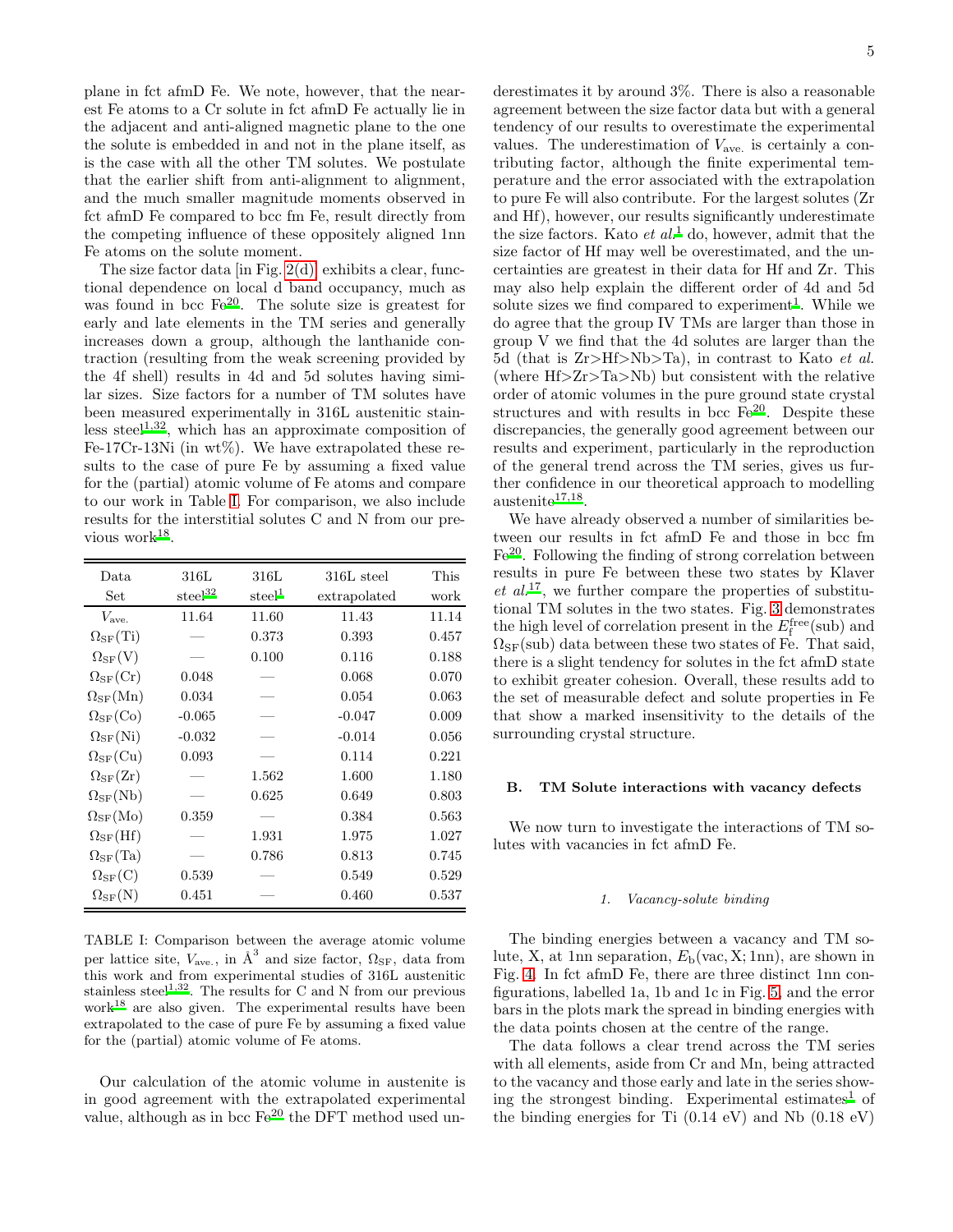plane in fct afmD Fe. We note, however, that the nearest Fe atoms to a Cr solute in fct afmD Fe actually lie in the adjacent and anti-aligned magnetic plane to the one the solute is embedded in and not in the plane itself, as is the case with all the other TM solutes. We postulate that the earlier shift from anti-alignment to alignment, and the much smaller magnitude moments observed in fct afmD Fe compared to bcc fm Fe, result directly from the competing influence of these oppositely aligned 1nn Fe atoms on the solute moment.

The size factor data [in Fig. 2(d)] exhibits a clear, functional dependence on local d band occupancy, much as was found in bcc Fe[20]. The solute size is greatest for early and late elements in the TM series and generally increases down a group, although the lanthanide contraction (resulting from the weak screening provided by the 4f shell) results in 4d and 5d solutes having similar sizes. Size factors for a number of TM solutes have been measured experimentally in 316L austenitic stainless steel[1,32], which has an approximate composition of Fe-17Cr-13Ni (in wt%). We have extrapolated these results to the case of pure Fe by assuming a fixed value for the (partial) atomic volume of Fe atoms and compare to our work in Table I. For comparison, we also include results for the interstitial solutes C and N from our previous work[18].

| Data Set | 316L steel[32] | 316L steel[1] | 316L steel extrapolated | This work |
|---|---|---|---|---|
| $V_{\mathrm{ave.}}$ | 11.64 | 11.60 | 11.43 | 11.14 |
| $\Omega_{\mathrm{SF}}(\mathrm{Ti})$ | — | 0.373 | 0.393 | 0.457 |
| $\Omega_{\mathrm{SF}}(\mathrm{V})$ | — | 0.100 | 0.116 | 0.188 |
| $\Omega_{\mathrm{SF}}(\mathrm{Cr})$ | 0.048 | — | 0.068 | 0.070 |
| $\Omega_{\mathrm{SF}}(\mathrm{Mn})$ | 0.034 | — | 0.054 | 0.063 |
| $\Omega_{\mathrm{SF}}(\mathrm{Co})$ | -0.065 | — | -0.047 | 0.009 |
| $\Omega_{\mathrm{SF}}(\mathrm{Ni})$ | -0.032 | — | -0.014 | 0.056 |
| $\Omega_{\mathrm{SF}}(\mathrm{Cu})$ | 0.093 | — | 0.114 | 0.221 |
| $\Omega_{\mathrm{SF}}(\mathrm{Zr})$ | — | 1.562 | 1.600 | 1.180 |
| $\Omega_{\mathrm{SF}}(\mathrm{Nb})$ | — | 0.625 | 0.649 | 0.803 |
| $\Omega_{\mathrm{SF}}(\mathrm{Mo})$ | 0.359 | — | 0.384 | 0.563 |
| $\Omega_{\mathrm{SF}}(\mathrm{Hf})$ | — | 1.931 | 1.975 | 1.027 |
| $\Omega_{\mathrm{SF}}(\mathrm{Ta})$ | — | 0.786 | 0.813 | 0.745 |
| $\Omega_{\mathrm{SF}}(\mathrm{C})$ | 0.539 | — | 0.549 | 0.529 |
| $\Omega_{\mathrm{SF}}(\mathrm{N})$ | 0.451 | — | 0.460 | 0.537 |

TABLE I: Comparison between the average atomic volume per lattice site, $V_{\mathrm{ave.}}$, in Å$^3$ and size factor, $\Omega_{\mathrm{SF}}$, data from this work and from experimental studies of 316L austenitic stainless steel[1,32]. The results for C and N from our previous work[18] are also given. The experimental results have been extrapolated to the case of pure Fe by assuming a fixed value for the (partial) atomic volume of Fe atoms.

Our calculation of the atomic volume in austenite is in good agreement with the extrapolated experimental value, although as in bcc Fe[20] the DFT method used underestimates it by around 3%. There is also a reasonable agreement between the size factor data but with a general tendency of our results to overestimate the experimental values. The underestimation of $V_{\mathrm{ave.}}$ is certainly a contributing factor, although the finite experimental temperature and the error associated with the extrapolation to pure Fe will also contribute. For the largest solutes (Zr and Hf), however, our results significantly underestimate the size factors. Kato *et al.*[1] do, however, admit that the size factor of Hf may well be overestimated, and the uncertainties are greatest in their data for Hf and Zr. This may also help explain the different order of 4d and 5d solute sizes we find compared to experiment[1]. While we do agree that the group IV TMs are larger than those in group V we find that the 4d solutes are larger than the 5d (that is Zr>Hf>Nb>Ta), in contrast to Kato *et al.* (where Hf>Zr>Ta>Nb) but consistent with the relative order of atomic volumes in the pure ground state crystal structures and with results in bcc Fe[20]. Despite these discrepancies, the generally good agreement between our results and experiment, particularly in the reproduction of the general trend across the TM series, gives us further confidence in our theoretical approach to modelling austenite[17,18].

We have already observed a number of similarities between our results in fct afmD Fe and those in bcc fm Fe[20]. Following the finding of strong correlation between results in pure Fe between these two states by Klaver *et al.*[17], we further compare the properties of substitutional TM solutes in the two states. Fig. 3 demonstrates the high level of correlation present in the $E_{\mathrm{f}}^{\mathrm{free}}(\mathrm{sub})$ and $\Omega_{\mathrm{SF}}(\mathrm{sub})$ data between these two states of Fe. That said, there is a slight tendency for solutes in the fct afmD state to exhibit greater cohesion. Overall, these results add to the set of measurable defect and solute properties in Fe that show a marked insensitivity to the details of the surrounding crystal structure.

### B. TM Solute interactions with vacancy defects

We now turn to investigate the interactions of TM solutes with vacancies in fct afmD Fe.

#### 1. Vacancy-solute binding

The binding energies between a vacancy and TM solute, X, at 1nn separation, $E_{\mathrm{b}}(\mathrm{vac}, \mathrm{X}; 1\mathrm{nn})$, are shown in Fig. 4. In fct afmD Fe, there are three distinct 1nn configurations, labelled 1a, 1b and 1c in Fig. 5, and the error bars in the plots mark the spread in binding energies with the data points chosen at the centre of the range.

The data follows a clear trend across the TM series with all elements, aside from Cr and Mn, being attracted to the vacancy and those early and late in the series showing the strongest binding. Experimental estimates[1] of the binding energies for Ti (0.14 eV) and Nb (0.18 eV)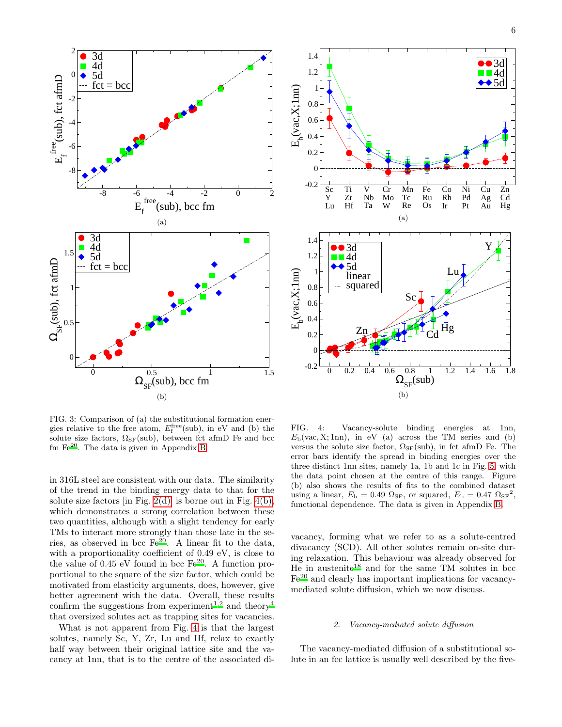FIG. 3: Comparison of (a) the substitutional formation energies relative to the free atom, $E_{\rm f}^{\rm free}$(sub), in eV and (b) the solute size factors, $\Omega_{\rm SF}$(sub), between fct afmD Fe and bcc fm Fe[20]. The data is given in Appendix B.

FIG. 4: Vacancy-solute binding energies at 1nn, $E_{\rm b}$(vac, X; 1nn), in eV (a) across the TM series and (b) versus the solute size factor, $\Omega_{\rm SF}$(sub), in fct afmD Fe. The error bars identify the spread in binding energies over the three distinct 1nn sites, namely 1a, 1b and 1c in Fig. 5, with the data point chosen at the centre of this range. Figure (b) also shows the results of fits to the combined dataset using a linear, $E_{\rm b} = 0.49\ \Omega_{\rm SF}$, or squared, $E_{\rm b} = 0.47\ \Omega_{\rm SF}{}^2$, functional dependence. The data is given in Appendix B.

in 316L steel are consistent with our data. The similarity of the trend in the binding energy data to that for the solute size factors [in Fig. 2(d)] is borne out in Fig. 4(b), which demonstrates a strong correlation between these two quantities, although with a slight tendency for early TMs to interact more strongly than those late in the series, as observed in bcc Fe[20]. A linear fit to the data, with a proportionality coefficient of 0.49 eV, is close to the value of 0.45 eV found in bcc Fe[20]. A function proportional to the square of the size factor, which could be motivated from elasticity arguments, does, however, give better agreement with the data. Overall, these results confirm the suggestions from experiment[1,2] and theory[4] that oversized solutes act as trapping sites for vacancies.

What is not apparent from Fig. 4 is that the largest solutes, namely Sc, Y, Zr, Lu and Hf, relax to exactly half way between their original lattice site and the vacancy at 1nn, that is to the centre of the associated divacancy, forming what we refer to as a solute-centred divacancy (SCD). All other solutes remain on-site during relaxation. This behaviour was already observed for He in austenite[18] and for the same TM solutes in bcc Fe[20] and clearly has important implications for vacancy-mediated solute diffusion, which we now discuss.

#### 2. *Vacancy-mediated solute diffusion*

The vacancy-mediated diffusion of a substitutional solute in an fcc lattice is usually well described by the five-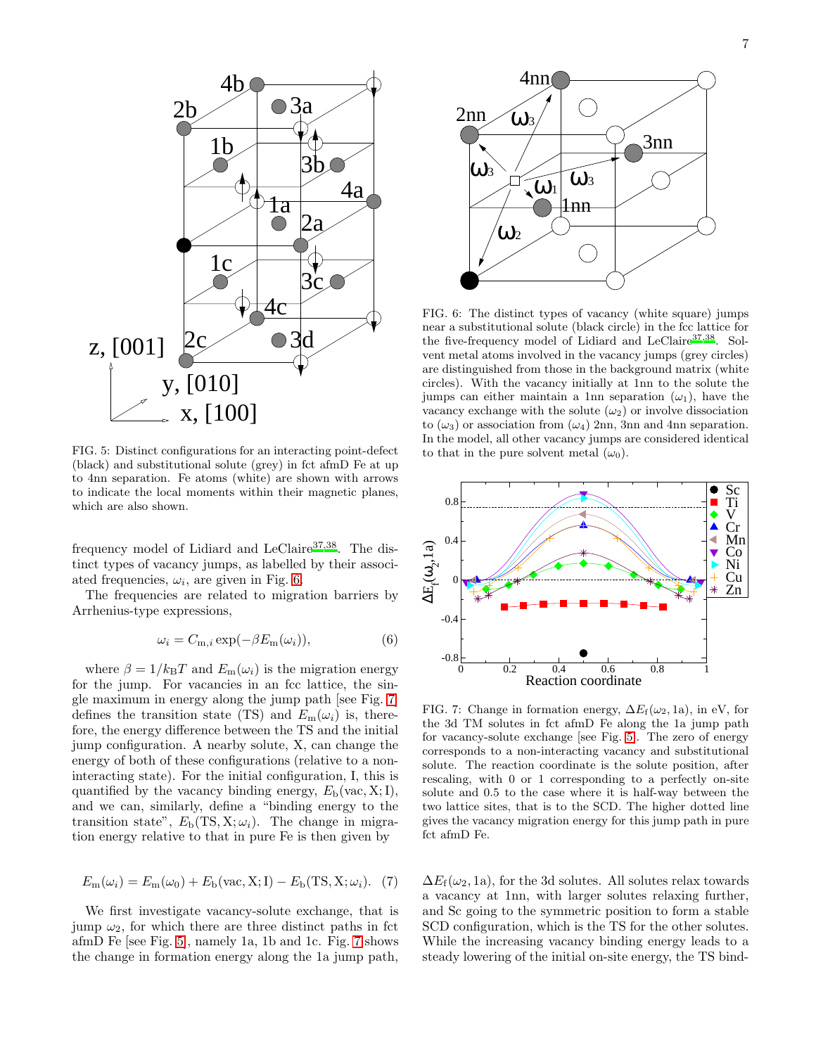FIG. 5: Distinct configurations for an interacting point-defect (black) and substitutional solute (grey) in fct afmD Fe at up to 4nn separation. Fe atoms (white) are shown with arrows to indicate the local moments within their magnetic planes, which are also shown.

FIG. 6: The distinct types of vacancy (white square) jumps near a substitutional solute (black circle) in the fcc lattice for the five-frequency model of Lidiard and LeClaire[37,38]. Solvent metal atoms involved in the vacancy jumps (grey circles) are distinguished from those in the background matrix (white circles). With the vacancy initially at 1nn to the solute the jumps can either maintain a 1nn separation ($\omega_1$), have the vacancy exchange with the solute ($\omega_2$) or involve dissociation to ($\omega_3$) or association from ($\omega_4$) 2nn, 3nn and 4nn separation. In the model, all other vacancy jumps are considered identical to that in the pure solvent metal ($\omega_0$).

frequency model of Lidiard and LeClaire[37,38]. The distinct types of vacancy jumps, as labelled by their associated frequencies, $\omega_i$, are given in Fig. 6.

The frequencies are related to migration barriers by Arrhenius-type expressions,

$$\omega_i = C_{\mathrm{m},i} \exp(-\beta E_{\mathrm{m}}(\omega_i)), \tag{6}$$

where $\beta = 1/k_{\mathrm{B}}T$ and $E_{\mathrm{m}}(\omega_i)$ is the migration energy for the jump. For vacancies in an fcc lattice, the single maximum in energy along the jump path [see Fig. 7] defines the transition state (TS) and $E_{\mathrm{m}}(\omega_i)$ is, therefore, the energy difference between the TS and the initial jump configuration. A nearby solute, X, can change the energy of both of these configurations (relative to a non-interacting state). For the initial configuration, I, this is quantified by the vacancy binding energy, $E_{\mathrm{b}}(\mathrm{vac}, \mathrm{X}; \mathrm{I})$, and we can, similarly, define a "binding energy to the transition state", $E_{\mathrm{b}}(\mathrm{TS}, \mathrm{X}; \omega_i)$. The change in migration energy relative to that in pure Fe is then given by

$$E_{\mathrm{m}}(\omega_i) = E_{\mathrm{m}}(\omega_0) + E_{\mathrm{b}}(\mathrm{vac}, \mathrm{X}; \mathrm{I}) - E_{\mathrm{b}}(\mathrm{TS}, \mathrm{X}; \omega_i). \tag{7}$$

We first investigate vacancy-solute exchange, that is jump $\omega_2$, for which there are three distinct paths in fct afmD Fe [see Fig. 5], namely 1a, 1b and 1c. Fig. 7 shows the change in formation energy along the 1a jump path,

FIG. 7: Change in formation energy, $\Delta E_{\mathrm{f}}(\omega_2, 1\mathrm{a})$, in eV, for the 3d TM solutes in fct afmD Fe along the 1a jump path for vacancy-solute exchange [see Fig. 5]. The zero of energy corresponds to a non-interacting vacancy and substitutional solute. The reaction coordinate is the solute position, after rescaling, with 0 or 1 corresponding to a perfectly on-site solute and 0.5 to the case where it is half-way between the two lattice sites, that is to the SCD. The higher dotted line gives the vacancy migration energy for this jump path in pure fct afmD Fe.

$\Delta E_{\mathrm{f}}(\omega_2, 1\mathrm{a})$, for the 3d solutes. All solutes relax towards a vacancy at 1nn, with larger solutes relaxing further, and Sc going to the symmetric position to form a stable SCD configuration, which is the TS for the other solutes. While the increasing vacancy binding energy leads to a steady lowering of the initial on-site energy, the TS bind-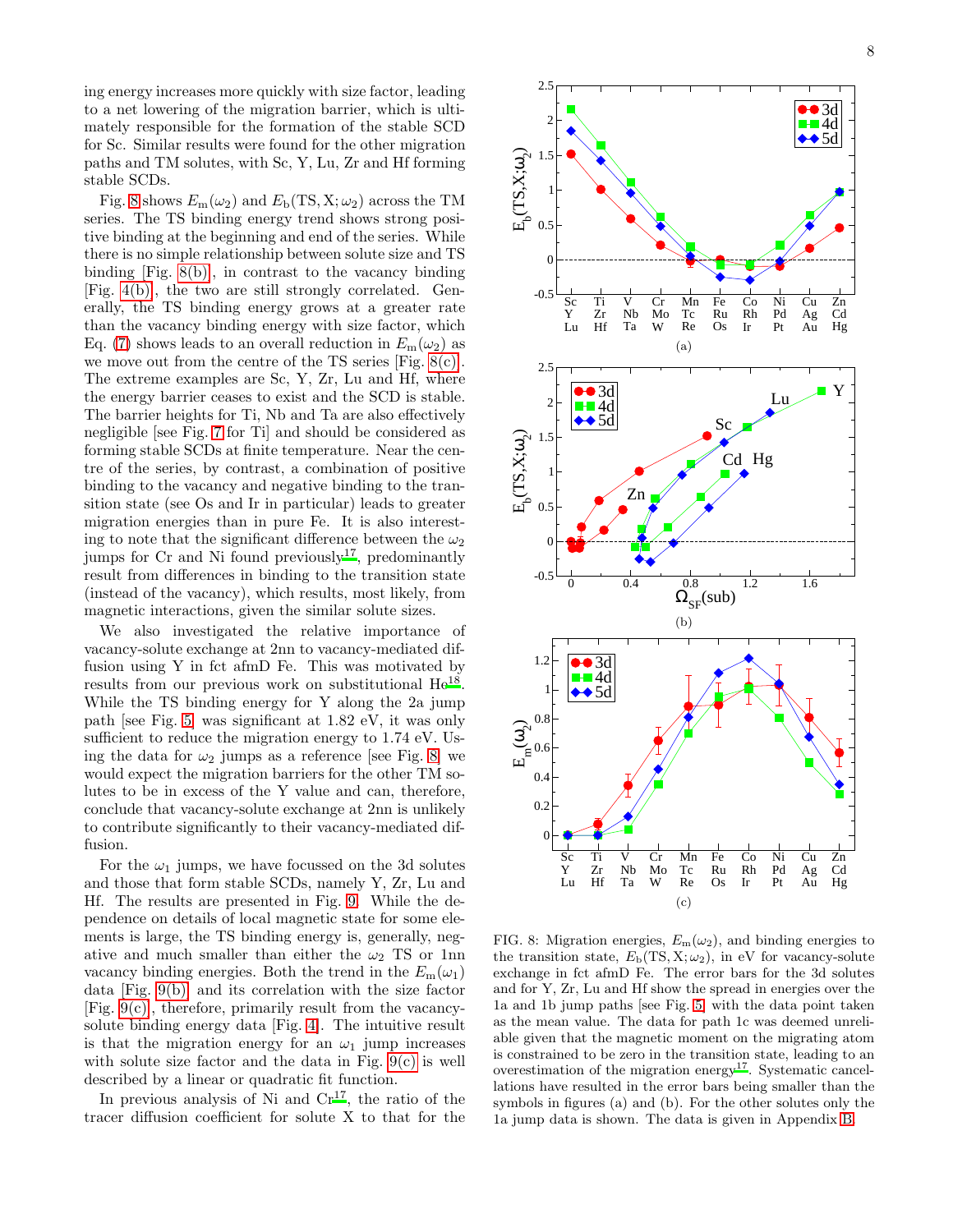ing energy increases more quickly with size factor, leading to a net lowering of the migration barrier, which is ultimately responsible for the formation of the stable SCD for Sc. Similar results were found for the other migration paths and TM solutes, with Sc, Y, Lu, Zr and Hf forming stable SCDs.

Fig. 8 shows $E_{\rm m}(\omega_2)$ and $E_{\rm b}({\rm TS, X}; \omega_2)$ across the TM series. The TS binding energy trend shows strong positive binding at the beginning and end of the series. While there is no simple relationship between solute size and TS binding [Fig. 8(b)], in contrast to the vacancy binding [Fig. 4(b)], the two are still strongly correlated. Generally, the TS binding energy grows at a greater rate than the vacancy binding energy with size factor, which Eq. (7) shows leads to an overall reduction in $E_{\rm m}(\omega_2)$ as we move out from the centre of the TS series [Fig. 8(c)]. The extreme examples are Sc, Y, Zr, Lu and Hf, where the energy barrier ceases to exist and the SCD is stable. The barrier heights for Ti, Nb and Ta are also effectively negligible [see Fig. 7 for Ti] and should be considered as forming stable SCDs at finite temperature. Near the centre of the series, by contrast, a combination of positive binding to the vacancy and negative binding to the transition state (see Os and Ir in particular) leads to greater migration energies than in pure Fe. It is also interesting to note that the significant difference between the $\omega_2$ jumps for Cr and Ni found previously[17], predominantly result from differences in binding to the transition state (instead of the vacancy), which results, most likely, from magnetic interactions, given the similar solute sizes.

We also investigated the relative importance of vacancy-solute exchange at 2nn to vacancy-mediated diffusion using Y in fct afmD Fe. This was motivated by results from our previous work on substitutional He[18]. While the TS binding energy for Y along the 2a jump path [see Fig. 5] was significant at 1.82 eV, it was only sufficient to reduce the migration energy to 1.74 eV. Using the data for $\omega_2$ jumps as a reference [see Fig. 8] we would expect the migration barriers for the other TM solutes to be in excess of the Y value and can, therefore, conclude that vacancy-solute exchange at 2nn is unlikely to contribute significantly to their vacancy-mediated diffusion.

For the $\omega_1$ jumps, we have focussed on the 3d solutes and those that form stable SCDs, namely Y, Zr, Lu and Hf. The results are presented in Fig. 9. While the dependence on details of local magnetic state for some elements is large, the TS binding energy is, generally, negative and much smaller than either the $\omega_2$ TS or 1nn vacancy binding energies. Both the trend in the $E_{\rm m}(\omega_1)$ data [Fig. 9(b)] and its correlation with the size factor [Fig. 9(c)], therefore, primarily result from the vacancy-solute binding energy data [Fig. 4]. The intuitive result is that the migration energy for an $\omega_1$ jump increases with solute size factor and the data in Fig. 9(c) is well described by a linear or quadratic fit function.

In previous analysis of Ni and Cr[17], the ratio of the tracer diffusion coefficient for solute X to that for the

FIG. 8: Migration energies, $E_{\rm m}(\omega_2)$, and binding energies to the transition state, $E_{\rm b}({\rm TS, X}; \omega_2)$, in eV for vacancy-solute exchange in fct afmD Fe. The error bars for the 3d solutes and for Y, Zr, Lu and Hf show the spread in energies over the 1a and 1b jump paths [see Fig. 5] with the data point taken as the mean value. The data for path 1c was deemed unreliable given that the magnetic moment on the migrating atom is constrained to be zero in the transition state, leading to an overestimation of the migration energy[17]. Systematic cancellations have resulted in the error bars being smaller than the symbols in figures (a) and (b). For the other solutes only the 1a jump data is shown. The data is given in Appendix B.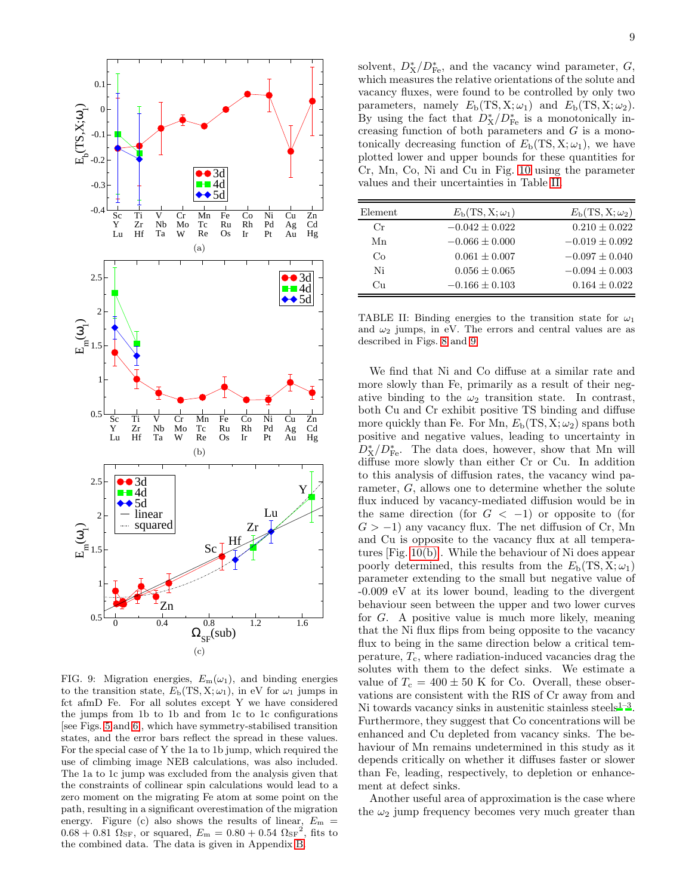FIG. 9: Migration energies, $E_m(\omega_1)$, and binding energies to the transition state, $E_b(\mathrm{TS},\mathrm{X};\omega_1)$, in eV for $\omega_1$ jumps in fct afmD Fe. For all solutes except Y we have considered the jumps from 1b to 1b and from 1c to 1c configurations [see Figs. 5 and 6], which have symmetry-stabilised transition states, and the error bars reflect the spread in these values. For the special case of Y the 1a to 1b jump, which required the use of climbing image NEB calculations, was also included. The 1a to 1c jump was excluded from the analysis given that the constraints of collinear spin calculations would lead to a zero moment on the migrating Fe atom at some point on the path, resulting in a significant overestimation of the migration energy. Figure (c) also shows the results of linear, $E_m = 0.68 + 0.81\ \Omega_{SF}$, or squared, $E_m = 0.80 + 0.54\ {\Omega_{SF}}^2$, fits to the combined data. The data is given in Appendix B.

solvent, $D^*_X/D^*_{Fe}$, and the vacancy wind parameter, $G$, which measures the relative orientations of the solute and vacancy fluxes, were found to be controlled by only two parameters, namely $E_b(\mathrm{TS},\mathrm{X};\omega_1)$ and $E_b(\mathrm{TS},\mathrm{X};\omega_2)$. By using the fact that $D^*_X/D^*_{Fe}$ is a monotonically increasing function of both parameters and $G$ is a monotonically decreasing function of $E_b(\mathrm{TS},\mathrm{X};\omega_1)$, we have plotted lower and upper bounds for these quantities for Cr, Mn, Co, Ni and Cu in Fig. 10 using the parameter values and their uncertainties in Table II.

| Element | $E_b(\mathrm{TS},\mathrm{X};\omega_1)$ | $E_b(\mathrm{TS},\mathrm{X};\omega_2)$ |
|---|---|---|
| Cr | $-0.042 \pm 0.022$ | $0.210 \pm 0.022$ |
| Mn | $-0.066 \pm 0.000$ | $-0.019 \pm 0.092$ |
| Co | $0.061 \pm 0.007$ | $-0.097 \pm 0.040$ |
| Ni | $0.056 \pm 0.065$ | $-0.094 \pm 0.003$ |
| Cu | $-0.166 \pm 0.103$ | $0.164 \pm 0.022$ |

TABLE II: Binding energies to the transition state for $\omega_1$ and $\omega_2$ jumps, in eV. The errors and central values are as described in Figs. 8 and 9.

We find that Ni and Co diffuse at a similar rate and more slowly than Fe, primarily as a result of their negative binding to the $\omega_2$ transition state. In contrast, both Cu and Cr exhibit positive TS binding and diffuse more quickly than Fe. For Mn, $E_b(\mathrm{TS},\mathrm{X};\omega_2)$ spans both positive and negative values, leading to uncertainty in $D^*_X/D^*_{Fe}$. The data does, however, show that Mn will diffuse more slowly than either Cr or Cu. In addition to this analysis of diffusion rates, the vacancy wind parameter, $G$, allows one to determine whether the solute flux induced by vacancy-mediated diffusion would be in the same direction (for $G < -1$) or opposite to (for $G > -1$) any vacancy flux. The net diffusion of Cr, Mn and Cu is opposite to the vacancy flux at all temperatures [Fig. 10(b)]. While the behaviour of Ni does appear poorly determined, this results from the $E_b(\mathrm{TS},\mathrm{X};\omega_1)$ parameter extending to the small but negative value of -0.009 eV at its lower bound, leading to the divergent behaviour seen between the upper and two lower curves for $G$. A positive value is much more likely, meaning that the Ni flux flips from being opposite to the vacancy flux to being in the same direction below a critical temperature, $T_c$, where radiation-induced vacancies drag the solutes with them to the defect sinks. We estimate a value of $T_c = 400 \pm 50$ K for Co. Overall, these observations are consistent with the RIS of Cr away from and Ni towards vacancy sinks in austenitic stainless steels[1–3]. Furthermore, they suggest that Co concentrations will be enhanced and Cu depleted from vacancy sinks. The behaviour of Mn remains undetermined in this study as it depends critically on whether it diffuses faster or slower than Fe, leading, respectively, to depletion or enhancement at defect sinks.

Another useful area of approximation is the case where the $\omega_2$ jump frequency becomes very much greater than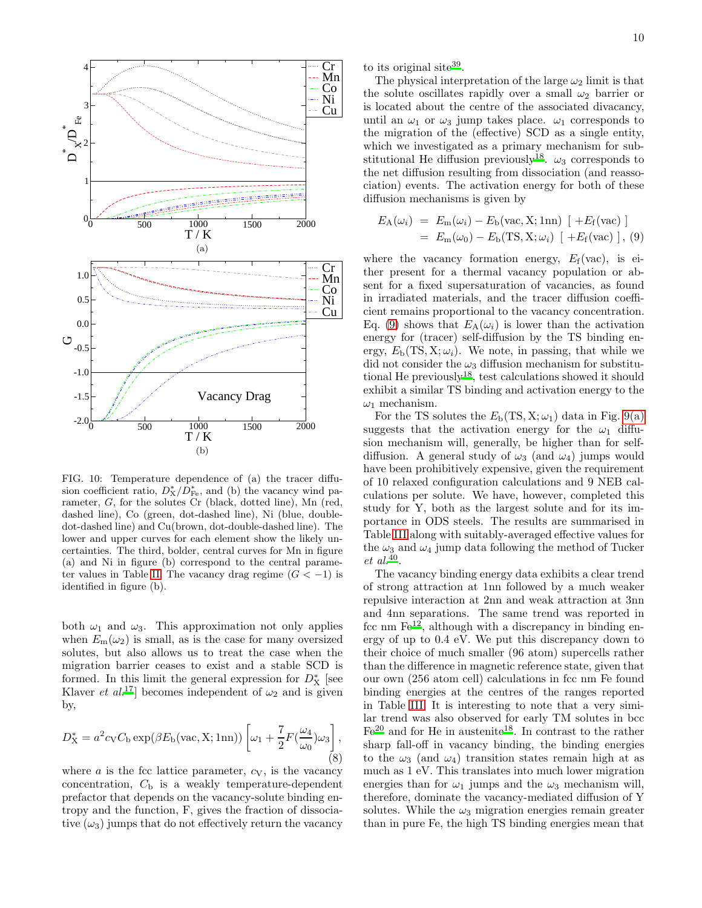FIG. 10: Temperature dependence of (a) the tracer diffusion coefficient ratio, $D^*_{\rm X}/D^*_{\rm Fe}$, and (b) the vacancy wind parameter, $G$, for the solutes Cr (black, dotted line), Mn (red, dashed line), Co (green, dot-dashed line), Ni (blue, double-dot-dashed line) and Cu(brown, dot-double-dashed line). The lower and upper curves for each element show the likely uncertainties. The third, bolder, central curves for Mn in figure (a) and Ni in figure (b) correspond to the central parameter values in Table II. The vacancy drag regime ($G < -1$) is identified in figure (b).

both $\omega_1$ and $\omega_3$. This approximation not only applies when $E_{\rm m}(\omega_2)$ is small, as is the case for many oversized solutes, but also allows us to treat the case when the migration barrier ceases to exist and a stable SCD is formed. In this limit the general expression for $D^*_{\rm X}$ [see Klaver *et al.*[17]] becomes independent of $\omega_2$ and is given by,

$$D^*_{\rm X} = a^2 c_{\rm V} C_{\rm b} \exp(\beta E_{\rm b}({\rm vac, X; 1nn})) \left[\omega_1 + \frac{7}{2} F(\frac{\omega_4}{\omega_0})\omega_3\right], \quad (8)$$

where $a$ is the fcc lattice parameter, $c_{\rm V}$, is the vacancy concentration, $C_{\rm b}$ is a weakly temperature-dependent prefactor that depends on the vacancy-solute binding entropy and the function, F, gives the fraction of dissociative ($\omega_3$) jumps that do not effectively return the vacancy to its original site[39].

The physical interpretation of the large $\omega_2$ limit is that the solute oscillates rapidly over a small $\omega_2$ barrier or is located about the centre of the associated divacancy, until an $\omega_1$ or $\omega_3$ jump takes place. $\omega_1$ corresponds to the migration of the (effective) SCD as a single entity, which we investigated as a primary mechanism for substitutional He diffusion previously[18]. $\omega_3$ corresponds to the net diffusion resulting from dissociation (and reassociation) events. The activation energy for both of these diffusion mechanisms is given by

$$\begin{aligned} E_{\rm A}(\omega_i) &= E_{\rm m}(\omega_i) - E_{\rm b}({\rm vac, X; 1nn}) \; [\; +E_{\rm f}({\rm vac}) \;] \\ &= E_{\rm m}(\omega_0) - E_{\rm b}({\rm TS, X}; \omega_i) \; [\; +E_{\rm f}({\rm vac}) \;] \, , \end{aligned} \quad (9)$$

where the vacancy formation energy, $E_{\rm f}({\rm vac})$, is either present for a thermal vacancy population or absent for a fixed supersaturation of vacancies, as found in irradiated materials, and the tracer diffusion coefficient remains proportional to the vacancy concentration. Eq. (9) shows that $E_{\rm A}(\omega_i)$ is lower than the activation energy for (tracer) self-diffusion by the TS binding energy, $E_{\rm b}({\rm TS, X}; \omega_i)$. We note, in passing, that while we did not consider the $\omega_3$ diffusion mechanism for substitutional He previously[18], test calculations showed it should exhibit a similar TS binding and activation energy to the $\omega_1$ mechanism.

For the TS solutes the $E_{\rm b}({\rm TS, X}; \omega_1)$ data in Fig. 9(a) suggests that the activation energy for the $\omega_1$ diffusion mechanism will, generally, be higher than for self-diffusion. A general study of $\omega_3$ (and $\omega_4$) jumps would have been prohibitively expensive, given the requirement of 10 relaxed configuration calculations and 9 NEB calculations per solute. We have, however, completed this study for Y, both as the largest solute and for its importance in ODS steels. The results are summarised in Table III along with suitably-averaged effective values for the $\omega_3$ and $\omega_4$ jump data following the method of Tucker *et al.*[40].

The vacancy binding energy data exhibits a clear trend of strong attraction at 1nn followed by a much weaker repulsive interaction at 2nn and weak attraction at 3nn and 4nn separations. The same trend was reported in fcc nm Fe[12], although with a discrepancy in binding energy of up to 0.4 eV. We put this discrepancy down to their choice of much smaller (96 atom) supercells rather than the difference in magnetic reference state, given that our own (256 atom cell) calculations in fcc nm Fe found binding energies at the centres of the ranges reported in Table III. It is interesting to note that a very similar trend was also observed for early TM solutes in bcc Fe[20] and for He in austenite[18]. In contrast to the rather sharp fall-off in vacancy binding, the binding energies to the $\omega_3$ (and $\omega_4$) transition states remain high at as much as 1 eV. This translates into much lower migration energies than for $\omega_1$ jumps and the $\omega_3$ mechanism will, therefore, dominate the vacancy-mediated diffusion of Y solutes. While the $\omega_3$ migration energies remain greater than in pure Fe, the high TS binding energies mean that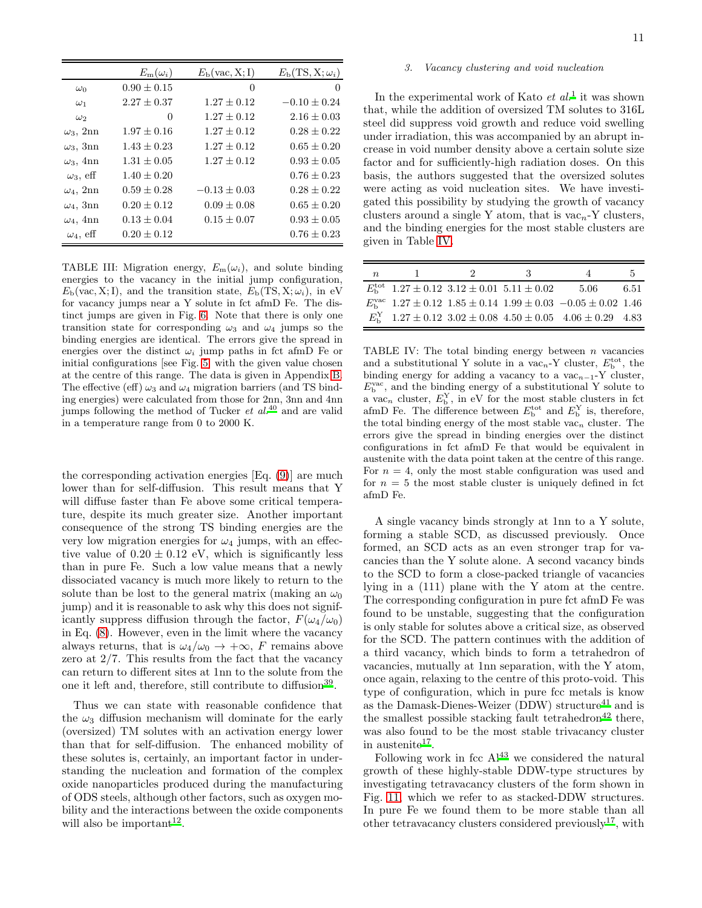| | $E_\mathrm{m}(\omega_i)$ | $E_\mathrm{b}(\mathrm{vac}, \mathrm{X}; \mathrm{I})$ | $E_\mathrm{b}(\mathrm{TS}, \mathrm{X}; \omega_i)$ |
|---|---|---|---|
| $\omega_0$ | $0.90 \pm 0.15$ | 0 | 0 |
| $\omega_1$ | $2.27 \pm 0.37$ | $1.27 \pm 0.12$ | $-0.10 \pm 0.24$ |
| $\omega_2$ | 0 | $1.27 \pm 0.12$ | $2.16 \pm 0.03$ |
| $\omega_3$, 2nn | $1.97 \pm 0.16$ | $1.27 \pm 0.12$ | $0.28 \pm 0.22$ |
| $\omega_3$, 3nn | $1.43 \pm 0.23$ | $1.27 \pm 0.12$ | $0.65 \pm 0.20$ |
| $\omega_3$, 4nn | $1.31 \pm 0.05$ | $1.27 \pm 0.12$ | $0.93 \pm 0.05$ |
| $\omega_3$, eff | $1.40 \pm 0.20$ | | $0.76 \pm 0.23$ |
| $\omega_4$, 2nn | $0.59 \pm 0.28$ | $-0.13 \pm 0.03$ | $0.28 \pm 0.22$ |
| $\omega_4$, 3nn | $0.20 \pm 0.12$ | $0.09 \pm 0.08$ | $0.65 \pm 0.20$ |
| $\omega_4$, 4nn | $0.13 \pm 0.04$ | $0.15 \pm 0.07$ | $0.93 \pm 0.05$ |
| $\omega_4$, eff | $0.20 \pm 0.12$ | | $0.76 \pm 0.23$ |

TABLE III: Migration energy, $E_\mathrm{m}(\omega_i)$, and solute binding energies to the vacancy in the initial jump configuration, $E_\mathrm{b}(\mathrm{vac}, \mathrm{X}; \mathrm{I})$, and the transition state, $E_\mathrm{b}(\mathrm{TS}, \mathrm{X}; \omega_i)$, in eV for vacancy jumps near a Y solute in fct afmD Fe. The distinct jumps are given in Fig. 6. Note that there is only one transition state for corresponding $\omega_3$ and $\omega_4$ jumps so the binding energies are identical. The errors give the spread in energies over the distinct $\omega_i$ jump paths in fct afmD Fe or initial configurations [see Fig. 5] with the given value chosen at the centre of this range. The data is given in Appendix B. The effective (eff) $\omega_3$ and $\omega_4$ migration barriers (and TS binding energies) were calculated from those for 2nn, 3nn and 4nn jumps following the method of Tucker *et al.*[40] and are valid in a temperature range from 0 to 2000 K.

the corresponding activation energies [Eq. (9)] are much lower than for self-diffusion. This result means that Y will diffuse faster than Fe above some critical temperature, despite its much greater size. Another important consequence of the strong TS binding energies are the very low migration energies for $\omega_4$ jumps, with an effective value of $0.20 \pm 0.12$ eV, which is significantly less than in pure Fe. Such a low value means that a newly dissociated vacancy is much more likely to return to the solute than be lost to the general matrix (making an $\omega_0$ jump) and it is reasonable to ask why this does not significantly suppress diffusion through the factor, $F(\omega_4/\omega_0)$ in Eq. (8). However, even in the limit where the vacancy always returns, that is $\omega_4/\omega_0 \rightarrow +\infty$, $F$ remains above zero at 2/7. This results from the fact that the vacancy can return to different sites at 1nn to the solute from the one it left and, therefore, still contribute to diffusion[39].

Thus we can state with reasonable confidence that the $\omega_3$ diffusion mechanism will dominate for the early (oversized) TM solutes with an activation energy lower than that for self-diffusion. The enhanced mobility of these solutes is, certainly, an important factor in understanding the nucleation and formation of the complex oxide nanoparticles produced during the manufacturing of ODS steels, although other factors, such as oxygen mobility and the interactions between the oxide components will also be important[12].

### 3. Vacancy clustering and void nucleation

In the experimental work of Kato *et al.*[1] it was shown that, while the addition of oversized TM solutes to 316L steel did suppress void growth and reduce void swelling under irradiation, this was accompanied by an abrupt increase in void number density above a certain solute size factor and for sufficiently-high radiation doses. On this basis, the authors suggested that the oversized solutes were acting as void nucleation sites. We have investigated this possibility by studying the growth of vacancy clusters around a single Y atom, that is vac$_n$-Y clusters, and the binding energies for the most stable clusters are given in Table IV.

| $n$ | 1 | 2 | 3 | 4 | 5 |
|---|---|---|---|---|---|
| $E_\mathrm{b}^\mathrm{tot}$ | $1.27 \pm 0.12$ | $3.12 \pm 0.01$ | $5.11 \pm 0.02$ | 5.06 | 6.51 |
| $E_\mathrm{b}^\mathrm{vac}$ | $1.27 \pm 0.12$ | $1.85 \pm 0.14$ | $1.99 \pm 0.03$ | $-0.05 \pm 0.02$ | 1.46 |
| $E_\mathrm{b}^\mathrm{Y}$ | $1.27 \pm 0.12$ | $3.02 \pm 0.08$ | $4.50 \pm 0.05$ | $4.06 \pm 0.29$ | 4.83 |

TABLE IV: The total binding energy between $n$ vacancies and a substitutional Y solute in a vac$_n$-Y cluster, $E_\mathrm{b}^\mathrm{tot}$, the binding energy for adding a vacancy to a vac$_{n-1}$-Y cluster, $E_\mathrm{b}^\mathrm{vac}$, and the binding energy of a substitutional Y solute to a vac$_n$ cluster, $E_\mathrm{b}^\mathrm{Y}$, in eV for the most stable clusters in fct afmD Fe. The difference between $E_\mathrm{b}^\mathrm{tot}$ and $E_\mathrm{b}^\mathrm{Y}$ is, therefore, the total binding energy of the most stable vac$_n$ cluster. The errors give the spread in binding energies over the distinct configurations in fct afmD Fe that would be equivalent in austenite with the data point taken at the centre of this range. For $n = 4$, only the most stable configuration was used and for $n = 5$ the most stable cluster is uniquely defined in fct afmD Fe.

A single vacancy binds strongly at 1nn to a Y solute, forming a stable SCD, as discussed previously. Once formed, an SCD acts as an even stronger trap for vacancies than the Y solute alone. A second vacancy binds to the SCD to form a close-packed triangle of vacancies lying in a (111) plane with the Y atom at the centre. The corresponding configuration in pure fct afmD Fe was found to be unstable, suggesting that the configuration is only stable for solutes above a critical size, as observed for the SCD. The pattern continues with the addition of a third vacancy, which binds to form a tetrahedron of vacancies, mutually at 1nn separation, with the Y atom, once again, relaxing to the centre of this proto-void. This type of configuration, which in pure fcc metals is know as the Damask-Dienes-Weizer (DDW) structure[41] and is the smallest possible stacking fault tetrahedron[42] there, was also found to be the most stable trivacancy cluster in austenite[17].

Following work in fcc Al[43] we considered the natural growth of these highly-stable DDW-type structures by investigating tetravacancy clusters of the form shown in Fig. 11, which we refer to as stacked-DDW structures. In pure Fe we found them to be more stable than all other tetravacancy clusters considered previously[17], with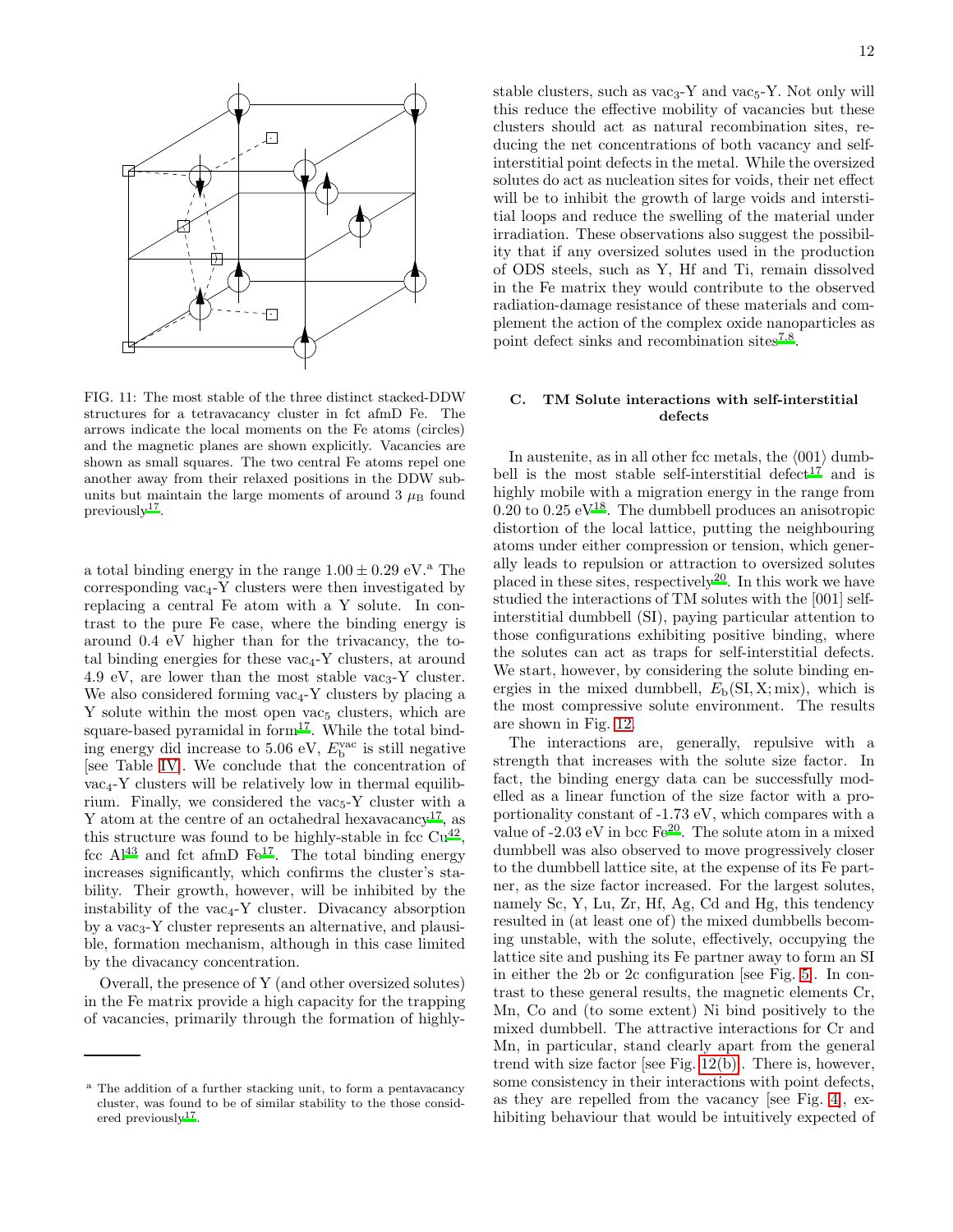FIG. 11: The most stable of the three distinct stacked-DDW structures for a tetravacancy cluster in fct afmD Fe. The arrows indicate the local moments on the Fe atoms (circles) and the magnetic planes are shown explicitly. Vacancies are shown as small squares. The two central Fe atoms repel one another away from their relaxed positions in the DDW subunits but maintain the large moments of around 3 $\mu_B$ found previously[17].

a total binding energy in the range $1.00 \pm 0.29$ eV.[a] The corresponding vac$_4$-Y clusters were then investigated by replacing a central Fe atom with a Y solute. In contrast to the pure Fe case, where the binding energy is around 0.4 eV higher than for the trivacancy, the total binding energies for these vac$_4$-Y clusters, at around 4.9 eV, are lower than the most stable vac$_3$-Y cluster. We also considered forming vac$_4$-Y clusters by placing a Y solute within the most open vac$_5$ clusters, which are square-based pyramidal in form[17]. While the total binding energy did increase to 5.06 eV, $E_b^{vac}$ is still negative [see Table IV]. We conclude that the concentration of vac$_4$-Y clusters will be relatively low in thermal equilibrium. Finally, we considered the vac$_5$-Y cluster with a Y atom at the centre of an octahedral hexavacancy[17], as this structure was found to be highly-stable in fcc Cu[42], fcc Al[43] and fct afmD Fe[17]. The total binding energy increases significantly, which confirms the cluster's stability. Their growth, however, will be inhibited by the instability of the vac$_4$-Y cluster. Divacancy absorption by a vac$_3$-Y cluster represents an alternative, and plausible, formation mechanism, although in this case limited by the divacancy concentration.

Overall, the presence of Y (and other oversized solutes) in the Fe matrix provide a high capacity for the trapping of vacancies, primarily through the formation of highly-stable clusters, such as vac$_3$-Y and vac$_5$-Y. Not only will this reduce the effective mobility of vacancies but these clusters should act as natural recombination sites, reducing the net concentrations of both vacancy and self-interstitial point defects in the metal. While the oversized solutes do act as nucleation sites for voids, their net effect will be to inhibit the growth of large voids and interstitial loops and reduce the swelling of the material under irradiation. These observations also suggest the possibility that if any oversized solutes used in the production of ODS steels, such as Y, Hf and Ti, remain dissolved in the Fe matrix they would contribute to the observed radiation-damage resistance of these materials and complement the action of the complex oxide nanoparticles as point defect sinks and recombination sites[7,8].

[a] The addition of a further stacking unit, to form a pentavacancy cluster, was found to be of similar stability to the those considered previously[17].

### C. TM Solute interactions with self-interstitial defects

In austenite, as in all other fcc metals, the $\langle 001 \rangle$ dumbbell is the most stable self-interstitial defect[17] and is highly mobile with a migration energy in the range from 0.20 to 0.25 eV[18]. The dumbbell produces an anisotropic distortion of the local lattice, putting the neighbouring atoms under either compression or tension, which generally leads to repulsion or attraction to oversized solutes placed in these sites, respectively[20]. In this work we have studied the interactions of TM solutes with the [001] self-interstitial dumbbell (SI), paying particular attention to those configurations exhibiting positive binding, where the solutes can act as traps for self-interstitial defects. We start, however, by considering the solute binding energies in the mixed dumbbell, $E_b(\text{SI}, \text{X}; \text{mix})$, which is the most compressive solute environment. The results are shown in Fig. 12.

The interactions are, generally, repulsive with a strength that increases with the solute size factor. In fact, the binding energy data can be successfully modelled as a linear function of the size factor with a proportionality constant of -1.73 eV, which compares with a value of -2.03 eV in bcc Fe[20]. The solute atom in a mixed dumbbell was also observed to move progressively closer to the dumbbell lattice site, at the expense of its Fe partner, as the size factor increased. For the largest solutes, namely Sc, Y, Lu, Zr, Hf, Ag, Cd and Hg, this tendency resulted in (at least one of) the mixed dumbbells becoming unstable, with the solute, effectively, occupying the lattice site and pushing its Fe partner away to form an SI in either the 2b or 2c configuration [see Fig. 5]. In contrast to these general results, the magnetic elements Cr, Mn, Co and (to some extent) Ni bind positively to the mixed dumbbell. The attractive interactions for Cr and Mn, in particular, stand clearly apart from the general trend with size factor [see Fig. 12(b)]. There is, however, some consistency in their interactions with point defects, as they are repelled from the vacancy [see Fig. 4], exhibiting behaviour that would be intuitively expected of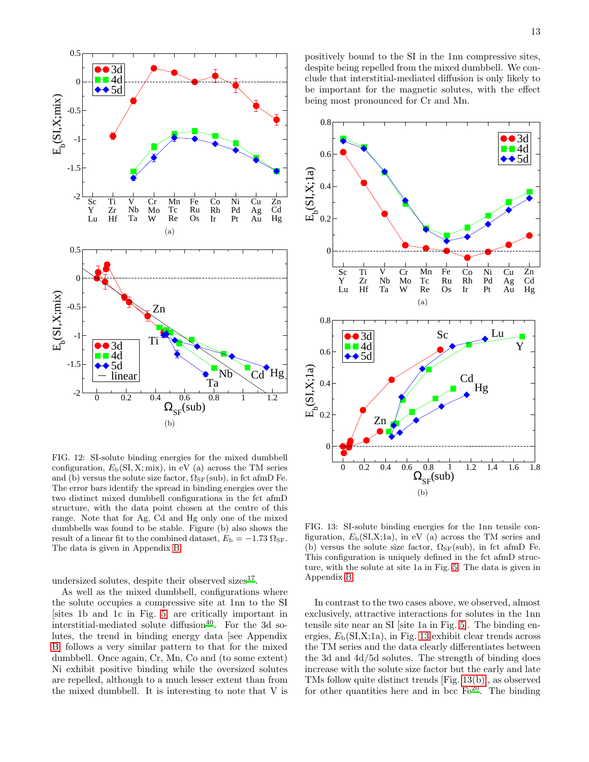FIG. 12: SI-solute binding energies for the mixed dumbbell configuration, $E_b(\mathrm{SI, X; mix})$, in eV (a) across the TM series and (b) versus the solute size factor, $\Omega_{\mathrm{SF}}(\mathrm{sub})$, in fct afmD Fe. The error bars identify the spread in binding energies over the two distinct mixed dumbbell configurations in the fct afmD structure, with the data point chosen at the centre of this range. Note that for Ag, Cd and Hg only one of the mixed dumbbells was found to be stable. Figure (b) also shows the result of a linear fit to the combined dataset, $E_b = -1.73\ \Omega_{\mathrm{SF}}$. The data is given in Appendix B.

undersized solutes, despite their observed sizes[17].

As well as the mixed dumbbell, configurations where the solute occupies a compressive site at 1nn to the SI [sites 1b and 1c in Fig. 5] are critically important in interstitial-mediated solute diffusion[40]. For the 3d solutes, the trend in binding energy data [see Appendix B] follows a very similar pattern to that for the mixed dumbbell. Once again, Cr, Mn, Co and (to some extent) Ni exhibit positive binding while the oversized solutes are repelled, although to a much lesser extent than from the mixed dumbbell. It is interesting to note that V is positively bound to the SI in the 1nn compressive sites, despite being repelled from the mixed dumbbell. We conclude that interstitial-mediated diffusion is only likely to be important for the magnetic solutes, with the effect being most pronounced for Cr and Mn.

FIG. 13: SI-solute binding energies for the 1nn tensile configuration, $E_b(\mathrm{SI,X;1a})$, in eV (a) across the TM series and (b) versus the solute size factor, $\Omega_{\mathrm{SF}}(\mathrm{sub})$, in fct afmD Fe. This configuration is uniquely defined in the fct afmD structure, with the solute at site 1a in Fig. 5. The data is given in Appendix B.

In contrast to the two cases above, we observed, almost exclusively, attractive interactions for solutes in the 1nn tensile site near an SI [site 1a in Fig. 5]. The binding energies, $E_b(\mathrm{SI,X;1a})$, in Fig. 13 exhibit clear trends across the TM series and the data clearly differentiates between the 3d and 4d/5d solutes. The strength of binding does increase with the solute size factor but the early and late TMs follow quite distinct trends [Fig. 13(b)], as observed for other quantities here and in bcc Fe[20]. The binding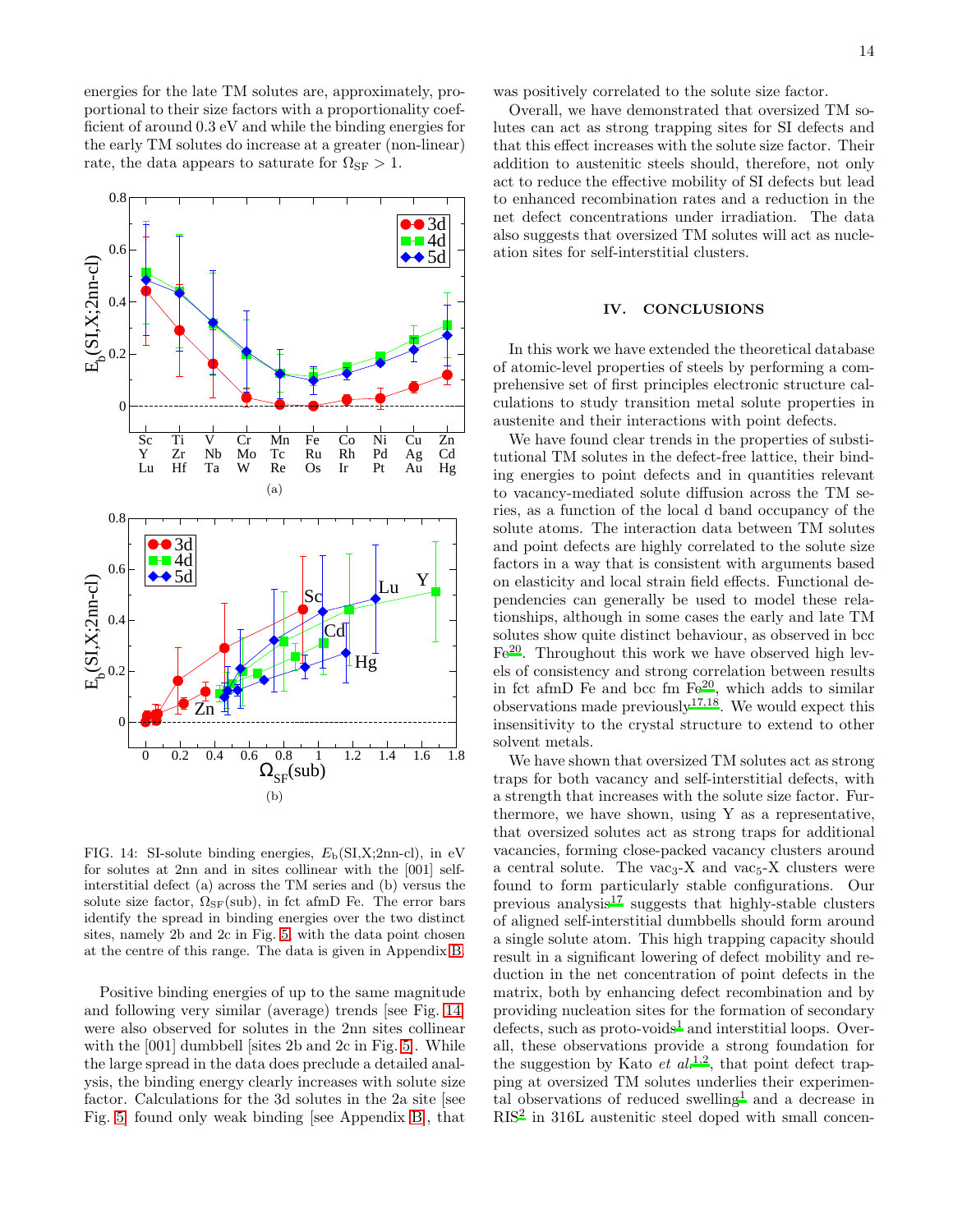energies for the late TM solutes are, approximately, proportional to their size factors with a proportionality coefficient of around 0.3 eV and while the binding energies for the early TM solutes do increase at a greater (non-linear) rate, the data appears to saturate for $\Omega_{\rm SF} > 1$.

FIG. 14: SI-solute binding energies, $E_{\rm b}$(SI,X;2nn-cl), in eV for solutes at 2nn and in sites collinear with the [001] self-interstitial defect (a) across the TM series and (b) versus the solute size factor, $\Omega_{\rm SF}$(sub), in fct afmD Fe. The error bars identify the spread in binding energies over the two distinct sites, namely 2b and 2c in Fig. 5, with the data point chosen at the centre of this range. The data is given in Appendix B.

Positive binding energies of up to the same magnitude and following very similar (average) trends [see Fig. 14] were also observed for solutes in the 2nn sites collinear with the [001] dumbbell [sites 2b and 2c in Fig. 5]. While the large spread in the data does preclude a detailed analysis, the binding energy clearly increases with solute size factor. Calculations for the 3d solutes in the 2a site [see Fig. 5] found only weak binding [see Appendix B], that was positively correlated to the solute size factor.

Overall, we have demonstrated that oversized TM solutes can act as strong trapping sites for SI defects and that this effect increases with the solute size factor. Their addition to austenitic steels should, therefore, not only act to reduce the effective mobility of SI defects but lead to enhanced recombination rates and a reduction in the net defect concentrations under irradiation. The data also suggests that oversized TM solutes will act as nucleation sites for self-interstitial clusters.

## IV. CONCLUSIONS

In this work we have extended the theoretical database of atomic-level properties of steels by performing a comprehensive set of first principles electronic structure calculations to study transition metal solute properties in austenite and their interactions with point defects.

We have found clear trends in the properties of substitutional TM solutes in the defect-free lattice, their binding energies to point defects and in quantities relevant to vacancy-mediated solute diffusion across the TM series, as a function of the local d band occupancy of the solute atoms. The interaction data between TM solutes and point defects are highly correlated to the solute size factors in a way that is consistent with arguments based on elasticity and local strain field effects. Functional dependencies can generally be used to model these relationships, although in some cases the early and late TM solutes show quite distinct behaviour, as observed in bcc Fe[20]. Throughout this work we have observed high levels of consistency and strong correlation between results in fct afmD Fe and bcc fm Fe[20], which adds to similar observations made previously[17,18]. We would expect this insensitivity to the crystal structure to extend to other solvent metals.

We have shown that oversized TM solutes act as strong traps for both vacancy and self-interstitial defects, with a strength that increases with the solute size factor. Furthermore, we have shown, using Y as a representative, that oversized solutes act as strong traps for additional vacancies, forming close-packed vacancy clusters around a central solute. The $\text{vac}_3$-X and $\text{vac}_5$-X clusters were found to form particularly stable configurations. Our previous analysis[17] suggests that highly-stable clusters of aligned self-interstitial dumbbells should form around a single solute atom. This high trapping capacity should result in a significant lowering of defect mobility and reduction in the net concentration of point defects in the matrix, both by enhancing defect recombination and by providing nucleation sites for the formation of secondary defects, such as proto-voids[1] and interstitial loops. Overall, these observations provide a strong foundation for the suggestion by Kato *et al.*[1,2], that point defect trapping at oversized TM solutes underlies their experimental observations of reduced swelling[1] and a decrease in RIS[2] in 316L austenitic steel doped with small concen-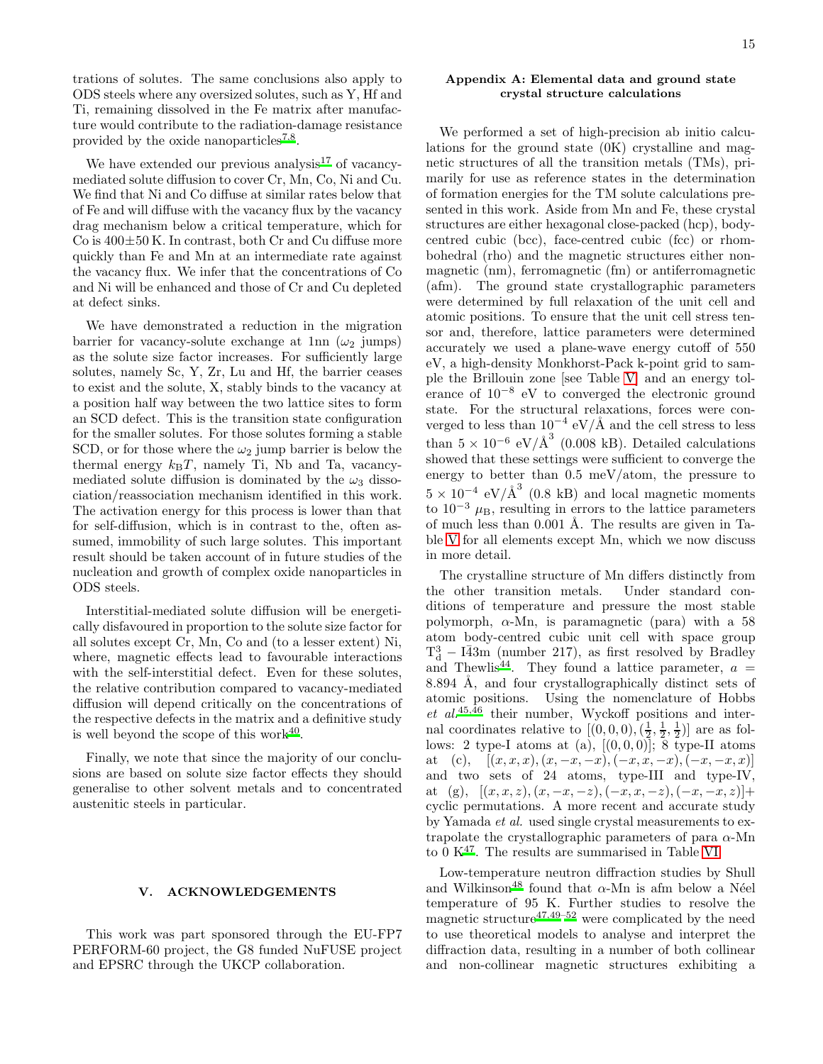trations of solutes. The same conclusions also apply to ODS steels where any oversized solutes, such as Y, Hf and Ti, remaining dissolved in the Fe matrix after manufacture would contribute to the radiation-damage resistance provided by the oxide nanoparticles[7,8].

We have extended our previous analysis[17] of vacancy-mediated solute diffusion to cover Cr, Mn, Co, Ni and Cu. We find that Ni and Co diffuse at similar rates below that of Fe and will diffuse with the vacancy flux by the vacancy drag mechanism below a critical temperature, which for Co is 400±50 K. In contrast, both Cr and Cu diffuse more quickly than Fe and Mn at an intermediate rate against the vacancy flux. We infer that the concentrations of Co and Ni will be enhanced and those of Cr and Cu depleted at defect sinks.

We have demonstrated a reduction in the migration barrier for vacancy-solute exchange at 1nn ($\omega_2$ jumps) as the solute size factor increases. For sufficiently large solutes, namely Sc, Y, Zr, Lu and Hf, the barrier ceases to exist and the solute, X, stably binds to the vacancy at a position half way between the two lattice sites to form an SCD defect. This is the transition state configuration for the smaller solutes. For those solutes forming a stable SCD, or for those where the $\omega_2$ jump barrier is below the thermal energy $k_\mathrm{B}T$, namely Ti, Nb and Ta, vacancy-mediated solute diffusion is dominated by the $\omega_3$ dissociation/reassociation mechanism identified in this work. The activation energy for this process is lower than that for self-diffusion, which is in contrast to the, often assumed, immobility of such large solutes. This important result should be taken account of in future studies of the nucleation and growth of complex oxide nanoparticles in ODS steels.

Interstitial-mediated solute diffusion will be energetically disfavoured in proportion to the solute size factor for all solutes except Cr, Mn, Co and (to a lesser extent) Ni, where, magnetic effects lead to favourable interactions with the self-interstitial defect. Even for these solutes, the relative contribution compared to vacancy-mediated diffusion will depend critically on the concentrations of the respective defects in the matrix and a definitive study is well beyond the scope of this work[40].

Finally, we note that since the majority of our conclusions are based on solute size factor effects they should generalise to other solvent metals and to concentrated austenitic steels in particular.

## V. ACKNOWLEDGEMENTS

This work was part sponsored through the EU-FP7 PERFORM-60 project, the G8 funded NuFUSE project and EPSRC through the UKCP collaboration.

### Appendix A: Elemental data and ground state crystal structure calculations

We performed a set of high-precision ab initio calculations for the ground state (0K) crystalline and magnetic structures of all the transition metals (TMs), primarily for use as reference states in the determination of formation energies for the TM solute calculations presented in this work. Aside from Mn and Fe, these crystal structures are either hexagonal close-packed (hcp), body-centred cubic (bcc), face-centred cubic (fcc) or rhombohedral (rho) and the magnetic structures either non-magnetic (nm), ferromagnetic (fm) or antiferromagnetic (afm). The ground state crystallographic parameters were determined by full relaxation of the unit cell and atomic positions. To ensure that the unit cell stress tensor and, therefore, lattice parameters were determined accurately we used a plane-wave energy cutoff of 550 eV, a high-density Monkhorst-Pack k-point grid to sample the Brillouin zone [see Table V] and an energy tolerance of $10^{-8}$ eV to converged the electronic ground state. For the structural relaxations, forces were converged to less than $10^{-4}$ eV/Å and the cell stress to less than $5\times10^{-6}$ eV/Å$^3$ (0.008 kB). Detailed calculations showed that these settings were sufficient to converge the energy to better than 0.5 meV/atom, the pressure to $5\times10^{-4}$ eV/Å$^3$ (0.8 kB) and local magnetic moments to $10^{-3}$ $\mu_\mathrm{B}$, resulting in errors to the lattice parameters of much less than 0.001 Å. The results are given in Table V for all elements except Mn, which we now discuss in more detail.

The crystalline structure of Mn differs distinctly from the other transition metals. Under standard conditions of temperature and pressure the most stable polymorph, $\alpha$-Mn, is paramagnetic (para) with a 58 atom body-centred cubic unit cell with space group $\mathrm{T_d^3}-\mathrm{I\bar{4}3m}$ (number 217), as first resolved by Bradley and Thewlis[44]. They found a lattice parameter, $a$ = 8.894 Å, and four crystallographically distinct sets of atomic positions. Using the nomenclature of Hobbs *et al.*[45,46] their number, Wyckoff positions and internal coordinates relative to $[(0,0,0),(\frac{1}{2},\frac{1}{2},\frac{1}{2})]$ are as follows: 2 type-I atoms at (a), $[(0,0,0)]$; 8 type-II atoms at (c), $[(x,x,x),(x,-x,-x),(-x,x,-x),(-x,-x,x)]$ and two sets of 24 atoms, type-III and type-IV, at (g), $[(x,x,z),(x,-x,-z),(-x,x,-z),(-x,-x,z)]+$ cyclic permutations. A more recent and accurate study by Yamada *et al.* used single crystal measurements to extrapolate the crystallographic parameters of para $\alpha$-Mn to 0 K[47]. The results are summarised in Table VI.

Low-temperature neutron diffraction studies by Shull and Wilkinson[48] found that $\alpha$-Mn is afm below a Néel temperature of 95 K. Further studies to resolve the magnetic structure[47,49–52] were complicated by the need to use theoretical models to analyse and interpret the diffraction data, resulting in a number of both collinear and non-collinear magnetic structures exhibiting a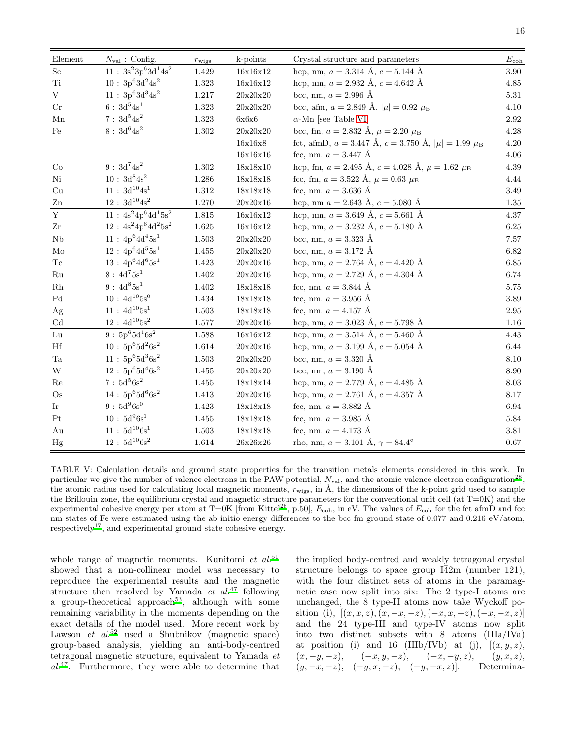| Element | $N_{\rm val}$ : Config. | $r_{\rm wigs}$ | k-points | Crystal structure and parameters | $E_{\rm coh}$ |
|---|---|---|---|---|---|
| Sc | $11 : 3s^2 3p^6 3d^1 4s^2$ | 1.429 | 16x16x12 | hcp, nm, $a = 3.314$ Å, $c = 5.144$ Å | 3.90 |
| Ti | $10 : 3p^6 3d^2 4s^2$ | 1.323 | 16x16x12 | hcp, nm, $a = 2.932$ Å, $c = 4.642$ Å | 4.85 |
| V | $11 : 3p^6 3d^3 4s^2$ | 1.217 | 20x20x20 | bcc, nm, $a = 2.996$ Å | 5.31 |
| Cr | $6 : 3d^5 4s^1$ | 1.323 | 20x20x20 | bcc, afm, $a = 2.849$ Å, $\lvert\mu\rvert = 0.92$ $\mu_{\rm B}$ | 4.10 |
| Mn | $7 : 3d^5 4s^2$ | 1.323 | 6x6x6 | $\alpha$-Mn [see Table VI] | 2.92 |
| Fe | $8 : 3d^6 4s^2$ | 1.302 | 20x20x20 | bcc, fm, $a = 2.832$ Å, $\mu = 2.20$ $\mu_{\rm B}$ | 4.28 |
| | | | 16x16x8 | fct, afmD, $a = 3.447$ Å, $c = 3.750$ Å, $\lvert\mu\rvert = 1.99$ $\mu_{\rm B}$ | 4.20 |
| | | | 16x16x16 | fcc, nm, $a = 3.447$ Å | 4.06 |
| Co | $9 : 3d^7 4s^2$ | 1.302 | 18x18x10 | hcp, fm, $a = 2.495$ Å, $c = 4.028$ Å, $\mu = 1.62$ $\mu_{\rm B}$ | 4.39 |
| Ni | $10 : 3d^8 4s^2$ | 1.286 | 18x18x18 | fcc, fm, $a = 3.522$ Å, $\mu = 0.63$ $\mu_{\rm B}$ | 4.44 |
| Cu | $11 : 3d^{10} 4s^1$ | 1.312 | 18x18x18 | fcc, nm, $a = 3.636$ Å | 3.49 |
| Zn | $12 : 3d^{10} 4s^2$ | 1.270 | 20x20x16 | hcp, nm $a = 2.643$ Å, $c = 5.080$ Å | 1.35 |
| Y | $11 : 4s^2 4p^6 4d^1 5s^2$ | 1.815 | 16x16x12 | hcp, nm, $a = 3.649$ Å, $c = 5.661$ Å | 4.37 |
| Zr | $12 : 4s^2 4p^6 4d^2 5s^2$ | 1.625 | 16x16x12 | hcp, nm, $a = 3.232$ Å, $c = 5.180$ Å | 6.25 |
| Nb | $11 : 4p^6 4d^4 5s^1$ | 1.503 | 20x20x20 | bcc, nm, $a = 3.323$ Å | 7.57 |
| Mo | $12 : 4p^6 4d^5 5s^1$ | 1.455 | 20x20x20 | bcc, nm, $a = 3.172$ Å | 6.82 |
| Tc | $13 : 4p^6 4d^6 5s^1$ | 1.423 | 20x20x16 | hcp, nm, $a = 2.764$ Å, $c = 4.420$ Å | 6.85 |
| Ru | $8 : 4d^7 5s^1$ | 1.402 | 20x20x16 | hcp, nm, $a = 2.729$ Å, $c = 4.304$ Å | 6.74 |
| Rh | $9 : 4d^8 5s^1$ | 1.402 | 18x18x18 | fcc, nm, $a = 3.844$ Å | 5.75 |
| Pd | $10 : 4d^{10} 5s^0$ | 1.434 | 18x18x18 | fcc, nm, $a = 3.956$ Å | 3.89 |
| Ag | $11 : 4d^{10} 5s^1$ | 1.503 | 18x18x18 | fcc, nm, $a = 4.157$ Å | 2.95 |
| Cd | $12 : 4d^{10} 5s^2$ | 1.577 | 20x20x16 | hcp, nm, $a = 3.023$ Å, $c = 5.798$ Å | 1.16 |
| Lu | $9 : 5p^6 5d^1 6s^2$ | 1.588 | 16x16x12 | hcp, nm, $a = 3.514$ Å, $c = 5.460$ Å | 4.43 |
| Hf | $10 : 5p^6 5d^2 6s^2$ | 1.614 | 20x20x16 | hcp, nm, $a = 3.199$ Å, $c = 5.054$ Å | 6.44 |
| Ta | $11 : 5p^6 5d^3 6s^2$ | 1.503 | 20x20x20 | bcc, nm, $a = 3.320$ Å | 8.10 |
| W | $12 : 5p^6 5d^4 6s^2$ | 1.455 | 20x20x20 | bcc, nm, $a = 3.190$ Å | 8.90 |
| Re | $7 : 5d^5 6s^2$ | 1.455 | 18x18x14 | hcp, nm, $a = 2.779$ Å, $c = 4.485$ Å | 8.03 |
| Os | $14 : 5p^6 5d^6 6s^2$ | 1.413 | 20x20x16 | hcp, nm, $a = 2.761$ Å, $c = 4.357$ Å | 8.17 |
| Ir | $9 : 5d^9 6s^0$ | 1.423 | 18x18x18 | fcc, nm, $a = 3.882$ Å | 6.94 |
| Pt | $10 : 5d^9 6s^1$ | 1.455 | 18x18x18 | fcc, nm, $a = 3.985$ Å | 5.84 |
| Au | $11 : 5d^{10} 6s^1$ | 1.503 | 18x18x18 | fcc, nm, $a = 4.173$ Å | 3.81 |
| Hg | $12 : 5d^{10} 6s^2$ | 1.614 | 26x26x26 | rho, nm, $a = 3.101$ Å, $\gamma = 84.4°$ | 0.67 |

TABLE V: Calculation details and ground state properties for the transition metals elements considered in this work. In particular we give the number of valence electrons in the PAW potential, $N_{\rm val}$, and the atomic valence electron configuration[28], the atomic radius used for calculating local magnetic moments, $r_{\rm wigs}$, in Å, the dimensions of the k-point grid used to sample the Brillouin zone, the equilibrium crystal and magnetic structure parameters for the conventional unit cell (at T=0K) and the experimental cohesive energy per atom at T=0K [from Kittel[28], p.50], $E_{\rm coh}$, in eV. The values of $E_{\rm coh}$ for the fct afmD and fcc nm states of Fe were estimated using the ab initio energy differences to the bcc fm ground state of 0.077 and 0.216 eV/atom, respectively[17], and experimental ground state cohesive energy.

whole range of magnetic moments. Kunitomi *et al.*[51] showed that a non-collinear model was necessary to reproduce the experimental results and the magnetic structure then resolved by Yamada *et al.*[47] following a group-theoretical approach[53], although with some remaining variability in the moments depending on the exact details of the model used. More recent work by Lawson *et al.*[52] used a Shubnikov (magnetic space) group-based analysis, yielding an anti-body-centred tetragonal magnetic structure, equivalent to Yamada *et al.*[47]. Furthermore, they were able to determine that the implied body-centred and weakly tetragonal crystal structure belongs to space group I$\bar{4}$2m (number 121), with the four distinct sets of atoms in the paramagnetic case now split into six: The 2 type-I atoms are unchanged, the 8 type-II atoms now take Wyckoff position (i), $[(x,x,z),(x,-x,-z),(-x,x,-z),(-x,-x,z)]$ and the 24 type-III and type-IV atoms now split into two distinct subsets with 8 atoms (IIIa/IVa) at position (i) and 16 (IIIb/IVb) at (j), $[(x,y,z),$ $(x,-y,-z),$ $(-x,y,-z),$ $(-x,-y,z),$ $(y,x,z),$ $(y,-x,-z),$ $(-y,x,-z),$ $(-y,-x,z)]$. Determina-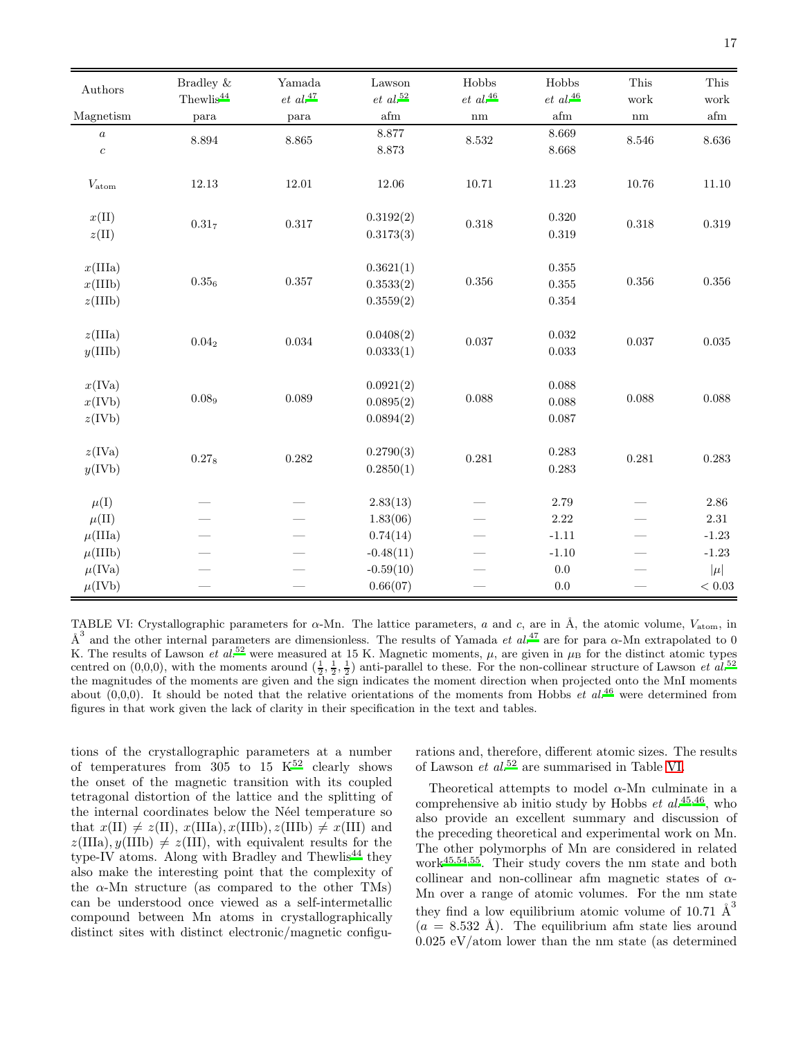| Authors | Bradley & Thewlis[44] | Yamada *et al.*[47] | Lawson *et al.*[52] | Hobbs *et al.*[46] | Hobbs *et al.*[46] | This work | This work |
|---|---|---|---|---|---|---|---|
| Magnetism | para | para | afm | nm | afm | nm | afm |
| $a$ | 8.894 | 8.865 | 8.877 | 8.532 | 8.669 | 8.546 | 8.636 |
| $c$ | | | 8.873 | | 8.668 | | |
| $V_{\mathrm{atom}}$ | 12.13 | 12.01 | 12.06 | 10.71 | 11.23 | 10.76 | 11.10 |
| $x$(II) | $0.31_7$ | 0.317 | 0.3192(2) | 0.318 | 0.320 | 0.318 | 0.319 |
| $z$(II) | | | 0.3173(3) | | 0.319 | | |
| $x$(IIIa) | $0.35_6$ | 0.357 | 0.3621(1) | 0.356 | 0.355 | 0.356 | 0.356 |
| $x$(IIIb) | | | 0.3533(2) | | 0.355 | | |
| $z$(IIIb) | | | 0.3559(2) | | 0.354 | | |
| $z$(IIIa) | $0.04_2$ | 0.034 | 0.0408(2) | 0.037 | 0.032 | 0.037 | 0.035 |
| $y$(IIIb) | | | 0.0333(1) | | 0.033 | | |
| $x$(IVa) | $0.08_9$ | 0.089 | 0.0921(2) | 0.088 | 0.088 | 0.088 | 0.088 |
| $x$(IVb) | | | 0.0895(2) | | 0.088 | | |
| $z$(IVb) | | | 0.0894(2) | | 0.087 | | |
| $z$(IVa) | $0.27_8$ | 0.282 | 0.2790(3) | 0.281 | 0.283 | 0.281 | 0.283 |
| $y$(IVb) | | | 0.2850(1) | | 0.283 | | |
| $\mu$(I) | — | — | 2.83(13) | — | 2.79 | — | 2.86 |
| $\mu$(II) | — | — | 1.83(06) | — | 2.22 | — | 2.31 |
| $\mu$(IIIa) | — | — | 0.74(14) | — | -1.11 | — | -1.23 |
| $\mu$(IIIb) | — | — | -0.48(11) | — | -1.10 | — | -1.23 |
| $\mu$(IVa) | — | — | -0.59(10) | — | 0.0 | — | $\lvert\mu\rvert$ |
| $\mu$(IVb) | — | — | 0.66(07) | — | 0.0 | — | $< 0.03$ |

TABLE VI: Crystallographic parameters for $\alpha$-Mn. The lattice parameters, $a$ and $c$, are in Å, the atomic volume, $V_{\mathrm{atom}}$, in Å$^3$ and the other internal parameters are dimensionless. The results of Yamada *et al.*[47] are for para $\alpha$-Mn extrapolated to 0 K. The results of Lawson *et al.*[52] were measured at 15 K. Magnetic moments, $\mu$, are given in $\mu_{\mathrm{B}}$ for the distinct atomic types centred on (0,0,0), with the moments around $(\frac{1}{2},\frac{1}{2},\frac{1}{2})$ anti-parallel to these. For the non-collinear structure of Lawson *et al.*[52] the magnitudes of the moments are given and the sign indicates the moment direction when projected onto the MnI moments about (0,0,0). It should be noted that the relative orientations of the moments from Hobbs *et al.*[46] were determined from figures in that work given the lack of clarity in their specification in the text and tables.

tions of the crystallographic parameters at a number of temperatures from 305 to 15 K[52] clearly shows the onset of the magnetic transition with its coupled tetragonal distortion of the lattice and the splitting of the internal coordinates below the Néel temperature so that $x(\mathrm{II}) \neq z(\mathrm{II})$, $x(\mathrm{IIIa}), x(\mathrm{IIIb}), z(\mathrm{IIIb}) \neq x(\mathrm{III})$ and $z(\mathrm{IIIa}), y(\mathrm{IIIb}) \neq z(\mathrm{III})$, with equivalent results for the type-IV atoms. Along with Bradley and Thewlis[44] they also make the interesting point that the complexity of the $\alpha$-Mn structure (as compared to the other TMs) can be understood once viewed as a self-intermetallic compound between Mn atoms in crystallographically distinct sites with distinct electronic/magnetic configurations and, therefore, different atomic sizes. The results of Lawson *et al.*[52] are summarised in Table VI.

Theoretical attempts to model $\alpha$-Mn culminate in a comprehensive ab initio study by Hobbs *et al.*[45,46], who also provide an excellent summary and discussion of the preceding theoretical and experimental work on Mn. The other polymorphs of Mn are considered in related work[45,54,55]. Their study covers the nm state and both collinear and non-collinear afm magnetic states of $\alpha$-Mn over a range of atomic volumes. For the nm state they find a low equilibrium atomic volume of 10.71 Å$^3$ ($a$ = 8.532 Å). The equilibrium afm state lies around 0.025 eV/atom lower than the nm state (as determined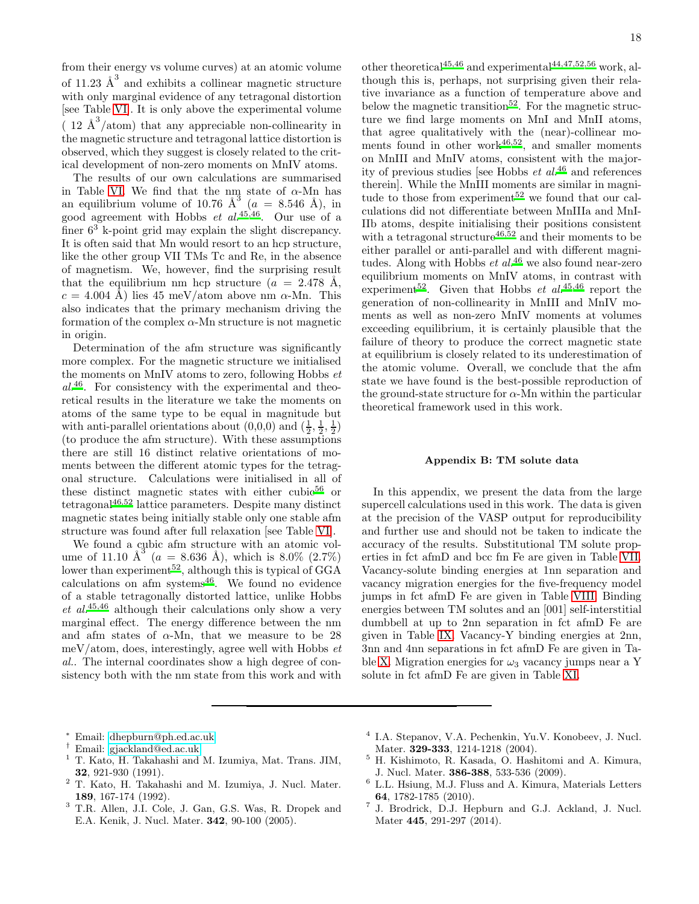from their energy vs volume curves) at an atomic volume of 11.23 Å$^3$ and exhibits a collinear magnetic structure with only marginal evidence of any tetragonal distortion [see Table VI]. It is only above the experimental volume ( 12 Å$^3$/atom) that any appreciable non-collinearity in the magnetic structure and tetragonal lattice distortion is observed, which they suggest is closely related to the critical development of non-zero moments on MnIV atoms.

The results of our own calculations are summarised in Table VI. We find that the nm state of α-Mn has an equilibrium volume of 10.76 Å$^3$ ($a$ = 8.546 Å), in good agreement with Hobbs *et al.*[45,46]. Our use of a finer $6^3$ k-point grid may explain the slight discrepancy. It is often said that Mn would resort to an hcp structure, like the other group VII TMs Tc and Re, in the absence of magnetism. We, however, find the surprising result that the equilibrium nm hcp structure ($a$ = 2.478 Å, $c$ = 4.004 Å) lies 45 meV/atom above nm α-Mn. This also indicates that the primary mechanism driving the formation of the complex α-Mn structure is not magnetic in origin.

Determination of the afm structure was significantly more complex. For the magnetic structure we initialised the moments on MnIV atoms to zero, following Hobbs *et al.*[46]. For consistency with the experimental and theoretical results in the literature we take the moments on atoms of the same type to be equal in magnitude but with anti-parallel orientations about (0,0,0) and $(\frac{1}{2}, \frac{1}{2}, \frac{1}{2})$ (to produce the afm structure). With these assumptions there are still 16 distinct relative orientations of moments between the different atomic types for the tetragonal structure. Calculations were initialised in all of these distinct magnetic states with either cubic[56] or tetragonal[46,52] lattice parameters. Despite many distinct magnetic states being initially stable only one stable afm structure was found after full relaxation [see Table VI].

We found a cubic afm structure with an atomic volume of 11.10 Å$^3$ ($a$ = 8.636 Å), which is 8.0% (2.7%) lower than experiment[52], although this is typical of GGA calculations on afm systems[46]. We found no evidence of a stable tetragonally distorted lattice, unlike Hobbs *et al.*[45,46] although their calculations only show a very marginal effect. The energy difference between the nm and afm states of α-Mn, that we measure to be 28 meV/atom, does, interestingly, agree well with Hobbs *et al.*. The internal coordinates show a high degree of consistency both with the nm state from this work and with other theoretical[45,46] and experimental[44,47,52,56] work, although this is, perhaps, not surprising given their relative invariance as a function of temperature above and below the magnetic transition[52]. For the magnetic structure we find large moments on MnI and MnII atoms, that agree qualitatively with the (near)-collinear moments found in other work[46,52], and smaller moments on MnIII and MnIV atoms, consistent with the majority of previous studies [see Hobbs *et al.*[46] and references therein]. While the MnIII moments are similar in magnitude to those from experiment[52] we found that our calculations did not differentiate between MnIIIa and MnIIIb atoms, despite initialising their positions consistent with a tetragonal structure[46,52] and their moments to be either parallel or anti-parallel and with different magnitudes. Along with Hobbs *et al.*[46] we also found near-zero equilibrium moments on MnIV atoms, in contrast with experiment[52]. Given that Hobbs *et al.*[45,46] report the generation of non-collinearity in MnIII and MnIV moments as well as non-zero MnIV moments at volumes exceeding equilibrium, it is certainly plausible that the failure of theory to produce the correct magnetic state at equilibrium is closely related to its underestimation of the atomic volume. Overall, we conclude that the afm state we have found is the best-possible reproduction of the ground-state structure for α-Mn within the particular theoretical framework used in this work.

## Appendix B: TM solute data

In this appendix, we present the data from the large supercell calculations used in this work. The data is given at the precision of the VASP output for reproducibility and further use and should not be taken to indicate the accuracy of the results. Substitutional TM solute properties in fct afmD and bcc fm Fe are given in Table VII. Vacancy-solute binding energies at 1nn separation and vacancy migration energies for the five-frequency model jumps in fct afmD Fe are given in Table VIII. Binding energies between TM solutes and an [001] self-interstitial dumbbell at up to 2nn separation in fct afmD Fe are given in Table IX. Vacancy-Y binding energies at 2nn, 3nn and 4nn separations in fct afmD Fe are given in Table X. Migration energies for $\omega_3$ vacancy jumps near a Y solute in fct afmD Fe are given in Table XI.

---

\* Email: dhepburn@ph.ed.ac.uk

† Email: gjackland@ed.ac.uk

1 T. Kato, H. Takahashi and M. Izumiya, Mat. Trans. JIM, **32**, 921-930 (1991).

2 T. Kato, H. Takahashi and M. Izumiya, J. Nucl. Mater. **189**, 167-174 (1992).

3 T.R. Allen, J.I. Cole, J. Gan, G.S. Was, R. Dropek and E.A. Kenik, J. Nucl. Mater. **342**, 90-100 (2005).

4 I.A. Stepanov, V.A. Pechenkin, Yu.V. Konobeev, J. Nucl. Mater. **329-333**, 1214-1218 (2004).

5 H. Kishimoto, R. Kasada, O. Hashitomi and A. Kimura, J. Nucl. Mater. **386-388**, 533-536 (2009).

6 L.L. Hsiung, M.J. Fluss and A. Kimura, Materials Letters **64**, 1782-1785 (2010).

7 J. Brodrick, D.J. Hepburn and G.J. Ackland, J. Nucl. Mater **445**, 291-297 (2014).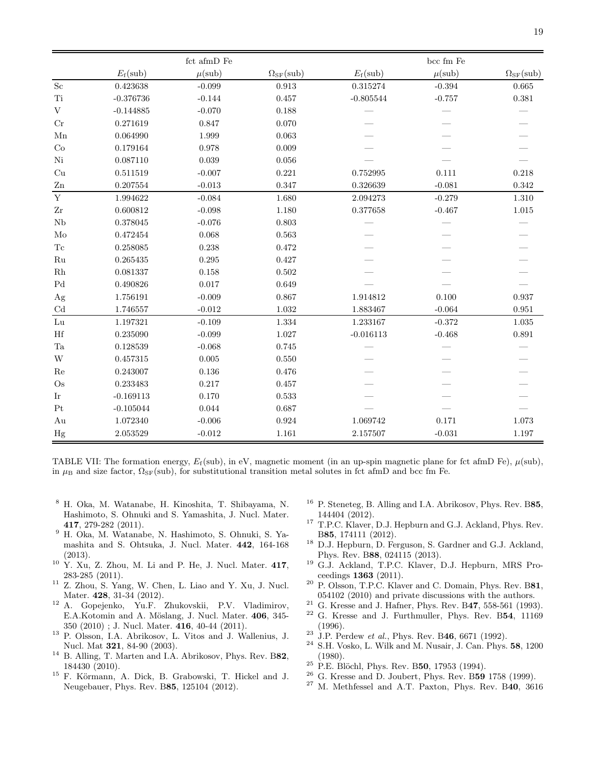| | fct afmD Fe | | | bcc fm Fe | | |
|---|---|---|---|---|---|---|
| | $E_\mathrm{f}$(sub) | $\mu$(sub) | $\Omega_\mathrm{SF}$(sub) | $E_\mathrm{f}$(sub) | $\mu$(sub) | $\Omega_\mathrm{SF}$(sub) |
| Sc | 0.423638 | -0.099 | 0.913 | 0.315274 | -0.394 | 0.665 |
| Ti | -0.376736 | -0.144 | 0.457 | -0.805544 | -0.757 | 0.381 |
| V | -0.144885 | -0.070 | 0.188 | — | — | — |
| Cr | 0.271619 | 0.847 | 0.070 | — | — | — |
| Mn | 0.064990 | 1.999 | 0.063 | — | — | — |
| Co | 0.179164 | 0.978 | 0.009 | — | — | — |
| Ni | 0.087110 | 0.039 | 0.056 | — | — | — |
| Cu | 0.511519 | -0.007 | 0.221 | 0.752995 | 0.111 | 0.218 |
| Zn | 0.207554 | -0.013 | 0.347 | 0.326639 | -0.081 | 0.342 |
| Y | 1.994622 | -0.084 | 1.680 | 2.094273 | -0.279 | 1.310 |
| Zr | 0.600812 | -0.098 | 1.180 | 0.377658 | -0.467 | 1.015 |
| Nb | 0.378045 | -0.076 | 0.803 | — | — | — |
| Mo | 0.472454 | 0.068 | 0.563 | — | — | — |
| Tc | 0.258085 | 0.238 | 0.472 | — | — | — |
| Ru | 0.265435 | 0.295 | 0.427 | — | — | — |
| Rh | 0.081337 | 0.158 | 0.502 | — | — | — |
| Pd | 0.490826 | 0.017 | 0.649 | — | — | — |
| Ag | 1.756191 | -0.009 | 0.867 | 1.914812 | 0.100 | 0.937 |
| Cd | 1.746557 | -0.012 | 1.032 | 1.883467 | -0.064 | 0.951 |
| Lu | 1.197321 | -0.109 | 1.334 | 1.233167 | -0.372 | 1.035 |
| Hf | 0.235090 | -0.099 | 1.027 | -0.016113 | -0.468 | 0.891 |
| Ta | 0.128539 | -0.068 | 0.745 | — | — | — |
| W | 0.457315 | 0.005 | 0.550 | — | — | — |
| Re | 0.243007 | 0.136 | 0.476 | — | — | — |
| Os | 0.233483 | 0.217 | 0.457 | — | — | — |
| Ir | -0.169113 | 0.170 | 0.533 | — | — | — |
| Pt | -0.105044 | 0.044 | 0.687 | — | — | — |
| Au | 1.072340 | -0.006 | 0.924 | 1.069742 | 0.171 | 1.073 |
| Hg | 2.053529 | -0.012 | 1.161 | 2.157507 | -0.031 | 1.197 |

TABLE VII: The formation energy, $E_\mathrm{f}$(sub), in eV, magnetic moment (in an up-spin magnetic plane for fct afmD Fe), $\mu$(sub), in $\mu_\mathrm{B}$ and size factor, $\Omega_\mathrm{SF}$(sub), for substitutional transition metal solutes in fct afmD and bcc fm Fe.

[8] H. Oka, M. Watanabe, H. Kinoshita, T. Shibayama, N. Hashimoto, S. Ohnuki and S. Yamashita, J. Nucl. Mater. **417**, 279-282 (2011).

[9] H. Oka, M. Watanabe, N. Hashimoto, S. Ohnuki, S. Yamashita and S. Ohtsuka, J. Nucl. Mater. **442**, 164-168 (2013).

[10] Y. Xu, Z. Zhou, M. Li and P. He, J. Nucl. Mater. **417**, 283-285 (2011).

[11] Z. Zhou, S. Yang, W. Chen, L. Liao and Y. Xu, J. Nucl. Mater. **428**, 31-34 (2012).

[12] A. Gopejenko, Yu.F. Zhukovskii, P.V. Vladimirov, E.A.Kotomin and A. Möslang, J. Nucl. Mater. **406**, 345-350 (2010) ; J. Nucl. Mater. **416**, 40-44 (2011).

[13] P. Olsson, I.A. Abrikosov, L. Vitos and J. Wallenius, J. Nucl. Mat **321**, 84-90 (2003).

[14] B. Alling, T. Marten and I.A. Abrikosov, Phys. Rev. B**82**, 184430 (2010).

[15] F. Körmann, A. Dick, B. Grabowski, T. Hickel and J. Neugebauer, Phys. Rev. B**85**, 125104 (2012).

[16] P. Steneteg, B. Alling and I.A. Abrikosov, Phys. Rev. B**85**, 144404 (2012).

[17] T.P.C. Klaver, D.J. Hepburn and G.J. Ackland, Phys. Rev. B**85**, 174111 (2012).

[18] D.J. Hepburn, D. Ferguson, S. Gardner and G.J. Ackland, Phys. Rev. B**88**, 024115 (2013).

[19] G.J. Ackland, T.P.C. Klaver, D.J. Hepburn, MRS Proceedings **1363** (2011).

[20] P. Olsson, T.P.C. Klaver and C. Domain, Phys. Rev. B**81**, 054102 (2010) and private discussions with the authors.

[21] G. Kresse and J. Hafner, Phys. Rev. B**47**, 558-561 (1993).

[22] G. Kresse and J. Furthmuller, Phys. Rev. B**54**, 11169 (1996).

[23] J.P. Perdew *et al.*, Phys. Rev. B**46**, 6671 (1992).

[24] S.H. Vosko, L. Wilk and M. Nusair, J. Can. Phys. **58**, 1200 (1980).

[25] P.E. Blöchl, Phys. Rev. B**50**, 17953 (1994).

[26] G. Kresse and D. Joubert, Phys. Rev. B**59** 1758 (1999).

[27] M. Methfessel and A.T. Paxton, Phys. Rev. B**40**, 3616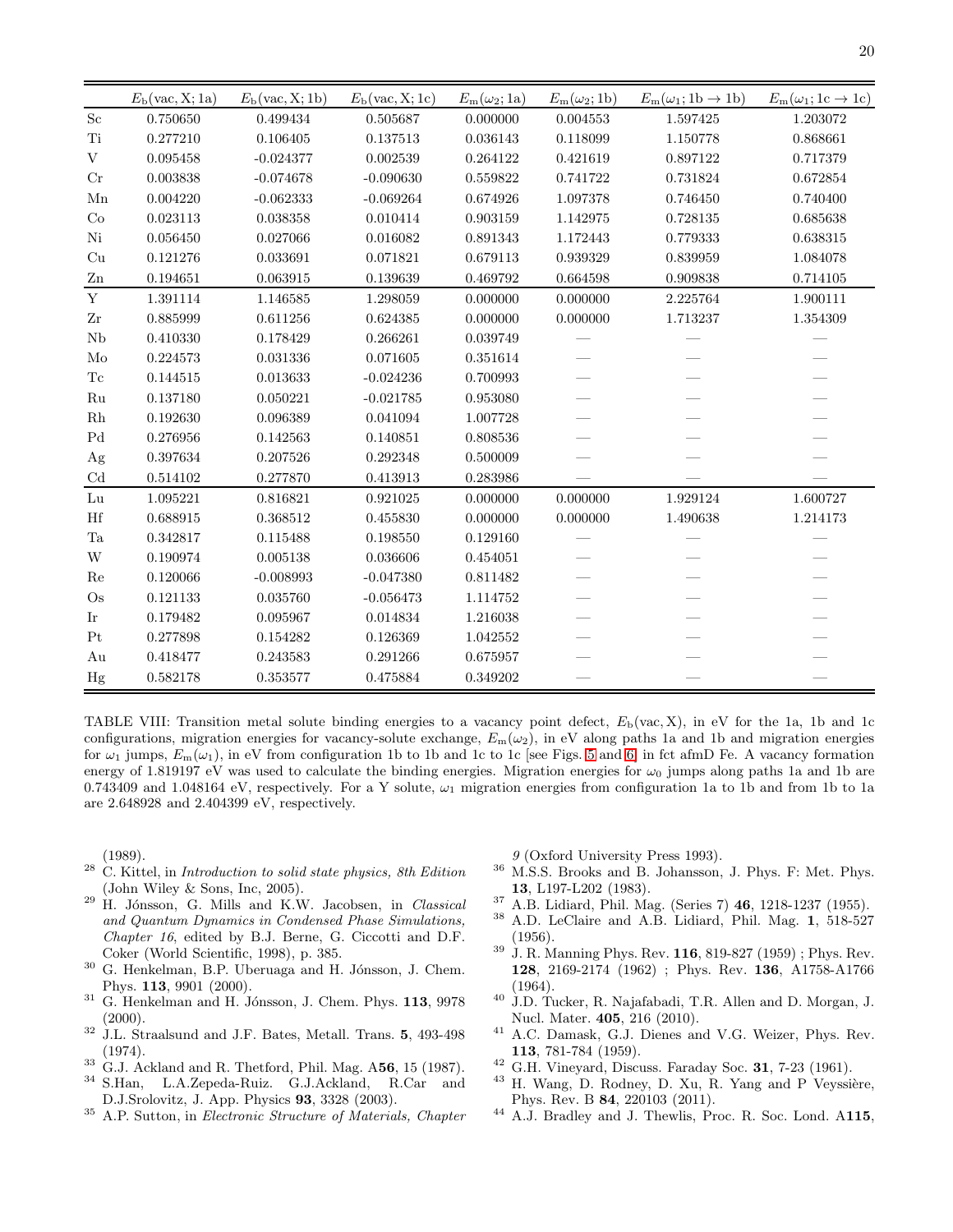| | $E_{\mathrm{b}}(\mathrm{vac}, \mathrm{X}; 1\mathrm{a})$ | $E_{\mathrm{b}}(\mathrm{vac}, \mathrm{X}; 1\mathrm{b})$ | $E_{\mathrm{b}}(\mathrm{vac}, \mathrm{X}; 1\mathrm{c})$ | $E_{\mathrm{m}}(\omega_2; 1\mathrm{a})$ | $E_{\mathrm{m}}(\omega_2; 1\mathrm{b})$ | $E_{\mathrm{m}}(\omega_1; 1\mathrm{b} \rightarrow 1\mathrm{b})$ | $E_{\mathrm{m}}(\omega_1; 1\mathrm{c} \rightarrow 1\mathrm{c})$ |
|---|---|---|---|---|---|---|---|
| Sc | 0.750650 | 0.499434 | 0.505687 | 0.000000 | 0.004553 | 1.597425 | 1.203072 |
| Ti | 0.277210 | 0.106405 | 0.137513 | 0.036143 | 0.118099 | 1.150778 | 0.868661 |
| V | 0.095458 | -0.024377 | 0.002539 | 0.264122 | 0.421619 | 0.897122 | 0.717379 |
| Cr | 0.003838 | -0.074678 | -0.090630 | 0.559822 | 0.741722 | 0.731824 | 0.672854 |
| Mn | 0.004220 | -0.062333 | -0.069264 | 0.674926 | 1.097378 | 0.746450 | 0.740400 |
| Co | 0.023113 | 0.038358 | 0.010414 | 0.903159 | 1.142975 | 0.728135 | 0.685638 |
| Ni | 0.056450 | 0.027066 | 0.016082 | 0.891343 | 1.172443 | 0.779333 | 0.638315 |
| Cu | 0.121276 | 0.033691 | 0.071821 | 0.679113 | 0.939329 | 0.839959 | 1.084078 |
| Zn | 0.194651 | 0.063915 | 0.139639 | 0.469792 | 0.664598 | 0.909838 | 0.714105 |
| Y | 1.391114 | 1.146585 | 1.298059 | 0.000000 | 0.000000 | 2.225764 | 1.900111 |
| Zr | 0.885999 | 0.611256 | 0.624385 | 0.000000 | 0.000000 | 1.713237 | 1.354309 |
| Nb | 0.410330 | 0.178429 | 0.266261 | 0.039749 | — | — | — |
| Mo | 0.224573 | 0.031336 | 0.071605 | 0.351614 | — | — | — |
| Tc | 0.144515 | 0.013633 | -0.024236 | 0.700993 | — | — | — |
| Ru | 0.137180 | 0.050221 | -0.021785 | 0.953080 | — | — | — |
| Rh | 0.192630 | 0.096389 | 0.041094 | 1.007728 | — | — | — |
| Pd | 0.276956 | 0.142563 | 0.140851 | 0.808536 | — | — | — |
| Ag | 0.397634 | 0.207526 | 0.292348 | 0.500009 | — | — | — |
| Cd | 0.514102 | 0.277870 | 0.413913 | 0.283986 | — | — | — |
| Lu | 1.095221 | 0.816821 | 0.921025 | 0.000000 | 0.000000 | 1.929124 | 1.600727 |
| Hf | 0.688915 | 0.368512 | 0.455830 | 0.000000 | 0.000000 | 1.490638 | 1.214173 |
| Ta | 0.342817 | 0.115488 | 0.198550 | 0.129160 | — | — | — |
| W | 0.190974 | 0.005138 | 0.036606 | 0.454051 | — | — | — |
| Re | 0.120066 | -0.008993 | -0.047380 | 0.811482 | — | — | — |
| Os | 0.121133 | 0.035760 | -0.056473 | 1.114752 | — | — | — |
| Ir | 0.179482 | 0.095967 | 0.014834 | 1.216038 | — | — | — |
| Pt | 0.277898 | 0.154282 | 0.126369 | 1.042552 | — | — | — |
| Au | 0.418477 | 0.243583 | 0.291266 | 0.675957 | — | — | — |
| Hg | 0.582178 | 0.353577 | 0.475884 | 0.349202 | — | — | — |

TABLE VIII: Transition metal solute binding energies to a vacancy point defect, $E_{\mathrm{b}}(\mathrm{vac}, \mathrm{X})$, in eV for the 1a, 1b and 1c configurations, migration energies for vacancy-solute exchange, $E_{\mathrm{m}}(\omega_2)$, in eV along paths 1a and 1b and migration energies for $\omega_1$ jumps, $E_{\mathrm{m}}(\omega_1)$, in eV from configuration 1b to 1b and 1c to 1c [see Figs. 5 and 6] in fct afmD Fe. A vacancy formation energy of 1.819197 eV was used to calculate the binding energies. Migration energies for $\omega_0$ jumps along paths 1a and 1b are 0.743409 and 1.048164 eV, respectively. For a Y solute, $\omega_1$ migration energies from configuration 1a to 1b and from 1b to 1a are 2.648928 and 2.404399 eV, respectively.

(1989).

[28] C. Kittel, in *Introduction to solid state physics, 8th Edition* (John Wiley & Sons, Inc, 2005).

[29] H. Jónsson, G. Mills and K.W. Jacobsen, in *Classical and Quantum Dynamics in Condensed Phase Simulations, Chapter 16*, edited by B.J. Berne, G. Ciccotti and D.F. Coker (World Scientific, 1998), p. 385.

[30] G. Henkelman, B.P. Uberuaga and H. Jónsson, J. Chem. Phys. **113**, 9901 (2000).

[31] G. Henkelman and H. Jónsson, J. Chem. Phys. **113**, 9978 (2000).

[32] J.L. Straalsund and J.F. Bates, Metall. Trans. **5**, 493-498 (1974).

[33] G.J. Ackland and R. Thetford, Phil. Mag. A**56**, 15 (1987).

[34] S.Han, L.A.Zepeda-Ruiz. G.J.Ackland, R.Car and D.J.Srolovitz, J. App. Physics **93**, 3328 (2003).

[35] A.P. Sutton, in *Electronic Structure of Materials, Chapter 9* (Oxford University Press 1993).

[36] M.S.S. Brooks and B. Johansson, J. Phys. F: Met. Phys. **13**, L197-L202 (1983).

[37] A.B. Lidiard, Phil. Mag. (Series 7) **46**, 1218-1237 (1955).

[38] A.D. LeClaire and A.B. Lidiard, Phil. Mag. **1**, 518-527 (1956).

[39] J. R. Manning Phys. Rev. **116**, 819-827 (1959) ; Phys. Rev. **128**, 2169-2174 (1962) ; Phys. Rev. **136**, A1758-A1766 (1964).

[40] J.D. Tucker, R. Najafabadi, T.R. Allen and D. Morgan, J. Nucl. Mater. **405**, 216 (2010).

[41] A.C. Damask, G.J. Dienes and V.G. Weizer, Phys. Rev. **113**, 781-784 (1959).

[42] G.H. Vineyard, Discuss. Faraday Soc. **31**, 7-23 (1961).

[43] H. Wang, D. Rodney, D. Xu, R. Yang and P Veyssière, Phys. Rev. B **84**, 220103 (2011).

[44] A.J. Bradley and J. Thewlis, Proc. R. Soc. Lond. A**115**,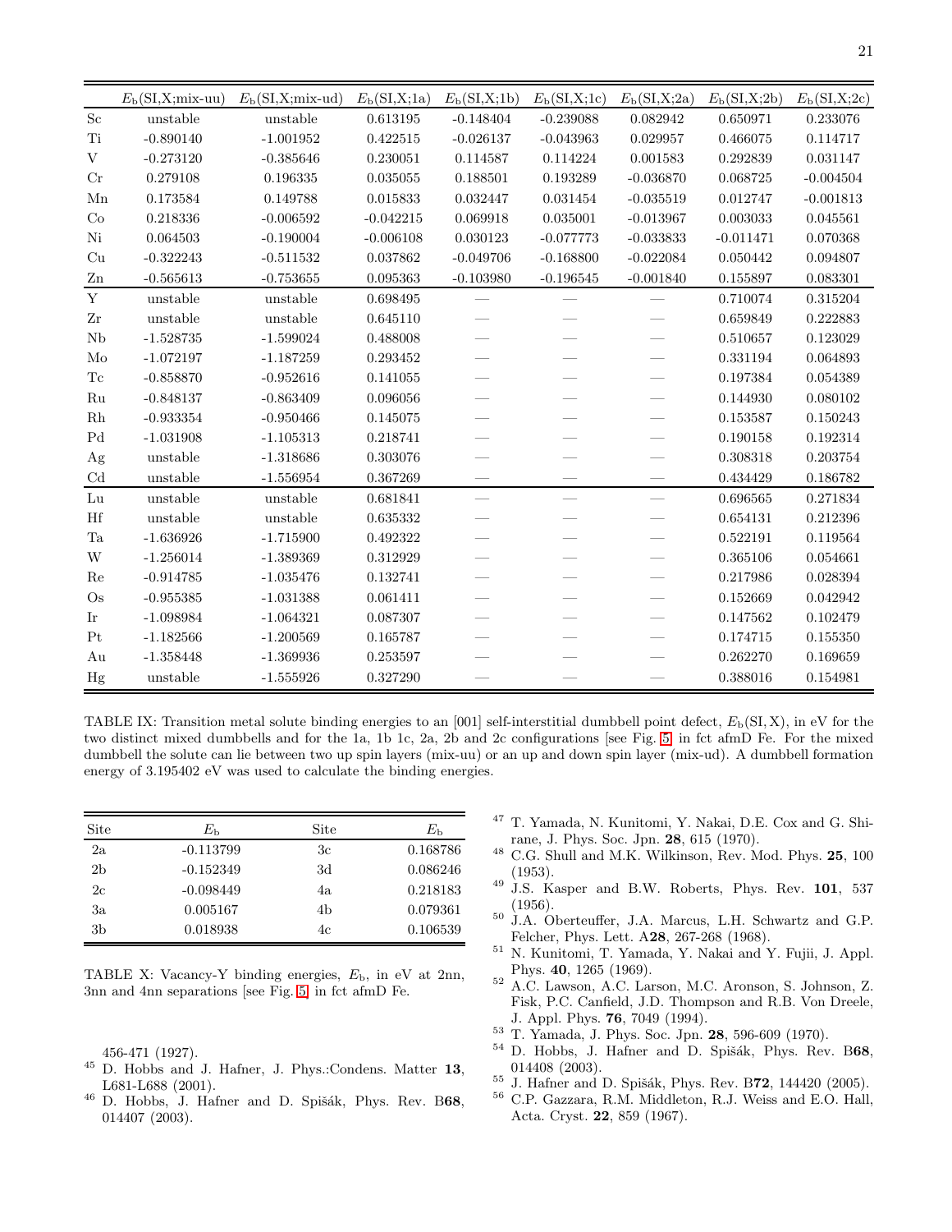|  | $E_b$(SI,X;mix-uu) | $E_b$(SI,X;mix-ud) | $E_b$(SI,X;1a) | $E_b$(SI,X;1b) | $E_b$(SI,X;1c) | $E_b$(SI,X;2a) | $E_b$(SI,X;2b) | $E_b$(SI,X;2c) |
|---|---|---|---|---|---|---|---|---|
| Sc | unstable | unstable | 0.613195 | -0.148404 | -0.239088 | 0.082942 | 0.650971 | 0.233076 |
| Ti | -0.890140 | -1.001952 | 0.422515 | -0.026137 | -0.043963 | 0.029957 | 0.466075 | 0.114717 |
| V | -0.273120 | -0.385646 | 0.230051 | 0.114587 | 0.114224 | 0.001583 | 0.292839 | 0.031147 |
| Cr | 0.279108 | 0.196335 | 0.035055 | 0.188501 | 0.193289 | -0.036870 | 0.068725 | -0.004504 |
| Mn | 0.173584 | 0.149788 | 0.015833 | 0.032447 | 0.031454 | -0.035519 | 0.012747 | -0.001813 |
| Co | 0.218336 | -0.006592 | -0.042215 | 0.069918 | 0.035001 | -0.013967 | 0.003033 | 0.045561 |
| Ni | 0.064503 | -0.190004 | -0.006108 | 0.030123 | -0.077773 | -0.033833 | -0.011471 | 0.070368 |
| Cu | -0.322243 | -0.511532 | 0.037862 | -0.049706 | -0.168800 | -0.022084 | 0.050442 | 0.094807 |
| Zn | -0.565613 | -0.753655 | 0.095363 | -0.103980 | -0.196545 | -0.001840 | 0.155897 | 0.083301 |
| Y | unstable | unstable | 0.698495 | — | — | — | 0.710074 | 0.315204 |
| Zr | unstable | unstable | 0.645110 | — | — | — | 0.659849 | 0.222883 |
| Nb | -1.528735 | -1.599024 | 0.488008 | — | — | — | 0.510657 | 0.123029 |
| Mo | -1.072197 | -1.187259 | 0.293452 | — | — | — | 0.331194 | 0.064893 |
| Tc | -0.858870 | -0.952616 | 0.141055 | — | — | — | 0.197384 | 0.054389 |
| Ru | -0.848137 | -0.863409 | 0.096056 | — | — | — | 0.144930 | 0.080102 |
| Rh | -0.933354 | -0.950466 | 0.145075 | — | — | — | 0.153587 | 0.150243 |
| Pd | -1.031908 | -1.105313 | 0.218741 | — | — | — | 0.190158 | 0.192314 |
| Ag | unstable | -1.318686 | 0.303076 | — | — | — | 0.308318 | 0.203754 |
| Cd | unstable | -1.556954 | 0.367269 | — | — | — | 0.434429 | 0.186782 |
| Lu | unstable | unstable | 0.681841 | — | — | — | 0.696565 | 0.271834 |
| Hf | unstable | unstable | 0.635332 | — | — | — | 0.654131 | 0.212396 |
| Ta | -1.636926 | -1.715900 | 0.492322 | — | — | — | 0.522191 | 0.119564 |
| W | -1.256014 | -1.389369 | 0.312929 | — | — | — | 0.365106 | 0.054661 |
| Re | -0.914785 | -1.035476 | 0.132741 | — | — | — | 0.217986 | 0.028394 |
| Os | -0.955385 | -1.031388 | 0.061411 | — | — | — | 0.152669 | 0.042942 |
| Ir | -1.098984 | -1.064321 | 0.087307 | — | — | — | 0.147562 | 0.102479 |
| Pt | -1.182566 | -1.200569 | 0.165787 | — | — | — | 0.174715 | 0.155350 |
| Au | -1.358448 | -1.369936 | 0.253597 | — | — | — | 0.262270 | 0.169659 |
| Hg | unstable | -1.555926 | 0.327290 | — | — | — | 0.388016 | 0.154981 |

TABLE IX: Transition metal solute binding energies to an [001] self-interstitial dumbbell point defect, $E_b(\mathrm{SI,X})$, in eV for the two distinct mixed dumbbells and for the 1a, 1b 1c, 2a, 2b and 2c configurations [see Fig. 5] in fct afmD Fe. For the mixed dumbbell the solute can lie between two up spin layers (mix-uu) or an up and down spin layer (mix-ud). A dumbbell formation energy of 3.195402 eV was used to calculate the binding energies.

| Site | $E_b$ | Site | $E_b$ |
|---|---|---|---|
| 2a | -0.113799 | 3c | 0.168786 |
| 2b | -0.152349 | 3d | 0.086246 |
| 2c | -0.098449 | 4a | 0.218183 |
| 3a | 0.005167 | 4b | 0.079361 |
| 3b | 0.018938 | 4c | 0.106539 |

TABLE X: Vacancy-Y binding energies, $E_b$, in eV at 2nn, 3nn and 4nn separations [see Fig. 5] in fct afmD Fe.

456-471 (1927).

[45] D. Hobbs and J. Hafner, J. Phys.:Condens. Matter **13**, L681-L688 (2001).

[46] D. Hobbs, J. Hafner and D. Spišák, Phys. Rev. B**68**, 014407 (2003).

[47] T. Yamada, N. Kunitomi, Y. Nakai, D.E. Cox and G. Shirane, J. Phys. Soc. Jpn. **28**, 615 (1970).

[48] C.G. Shull and M.K. Wilkinson, Rev. Mod. Phys. **25**, 100 (1953).

[49] J.S. Kasper and B.W. Roberts, Phys. Rev. **101**, 537 (1956).

[50] J.A. Oberteuffer, J.A. Marcus, L.H. Schwartz and G.P. Felcher, Phys. Lett. A**28**, 267-268 (1968).

[51] N. Kunitomi, T. Yamada, Y. Nakai and Y. Fujii, J. Appl. Phys. **40**, 1265 (1969).

[52] A.C. Lawson, A.C. Larson, M.C. Aronson, S. Johnson, Z. Fisk, P.C. Canfield, J.D. Thompson and R.B. Von Dreele, J. Appl. Phys. **76**, 7049 (1994).

[53] T. Yamada, J. Phys. Soc. Jpn. **28**, 596-609 (1970).

[54] D. Hobbs, J. Hafner and D. Spišák, Phys. Rev. B**68**, 014408 (2003).

[55] J. Hafner and D. Spišák, Phys. Rev. B**72**, 144420 (2005).

[56] C.P. Gazzara, R.M. Middleton, R.J. Weiss and E.O. Hall, Acta. Cryst. **22**, 859 (1967).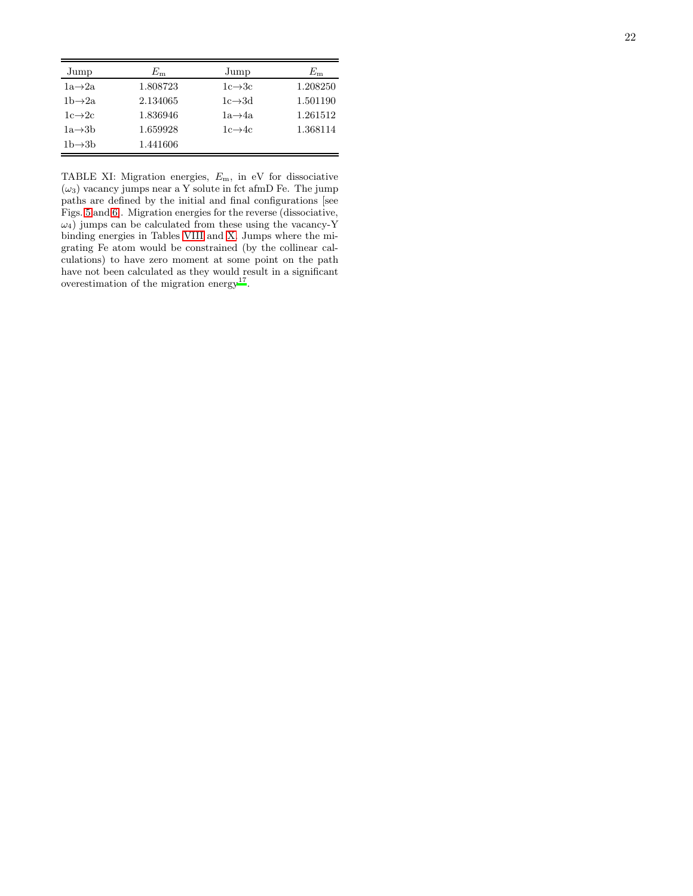| Jump | $E_m$ | Jump | $E_m$ |
|---|---|---|---|
| 1a→2a | 1.808723 | 1c→3c | 1.208250 |
| 1b→2a | 2.134065 | 1c→3d | 1.501190 |
| 1c→2c | 1.836946 | 1a→4a | 1.261512 |
| 1a→3b | 1.659928 | 1c→4c | 1.368114 |
| 1b→3b | 1.441606 | | |

TABLE XI: Migration energies, $E_m$, in eV for dissociative ($\omega_3$) vacancy jumps near a Y solute in fct afmD Fe. The jump paths are defined by the initial and final configurations [see Figs. 5 and 6]. Migration energies for the reverse (dissociative, $\omega_4$) jumps can be calculated from these using the vacancy-Y binding energies in Tables VIII and X. Jumps where the migrating Fe atom would be constrained (by the collinear calculations) to have zero moment at some point on the path have not been calculated as they would result in a significant overestimation of the migration energy[17].